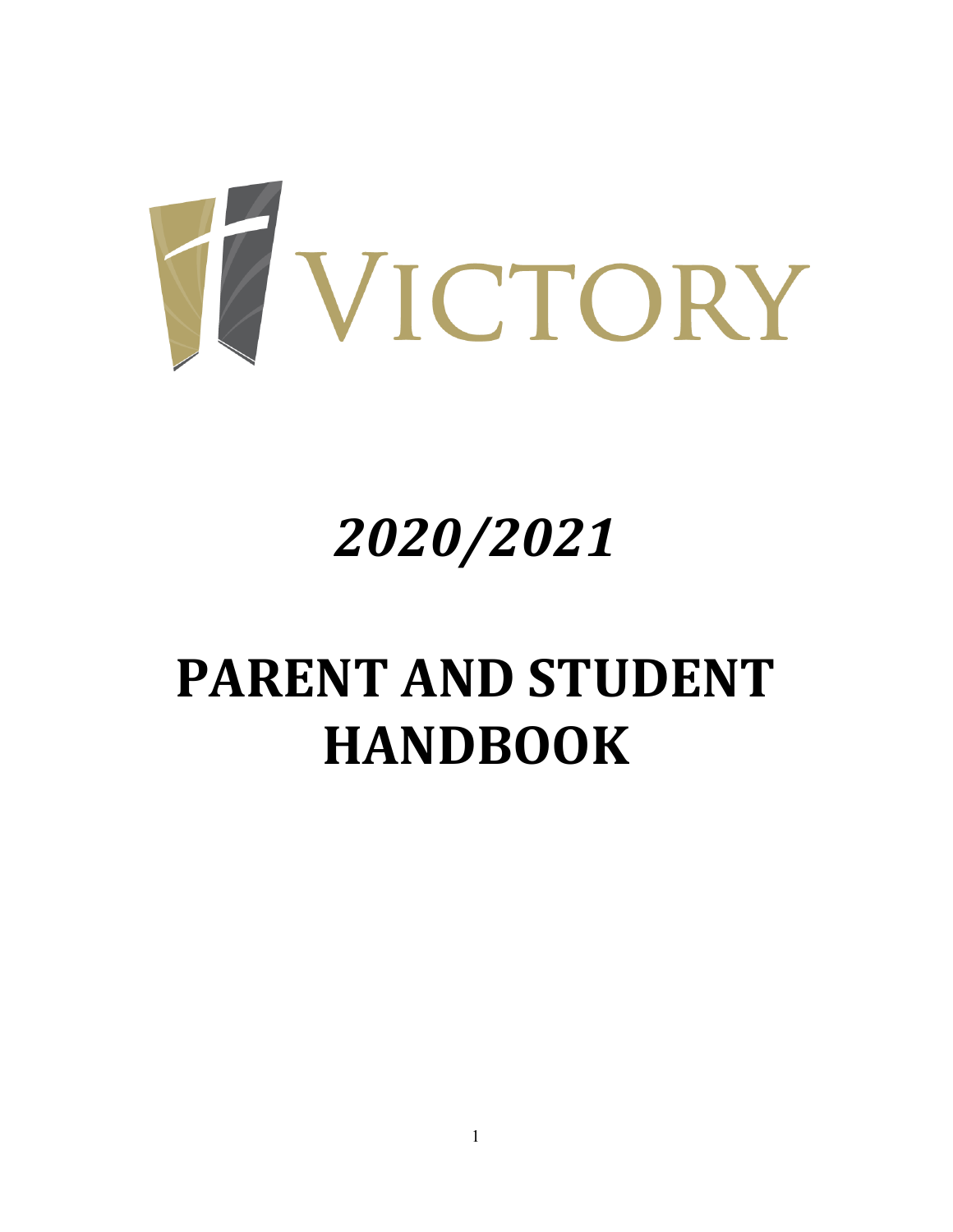VICTORY

*2020/2021*

# PARENT AND STUDENT HANDBOOK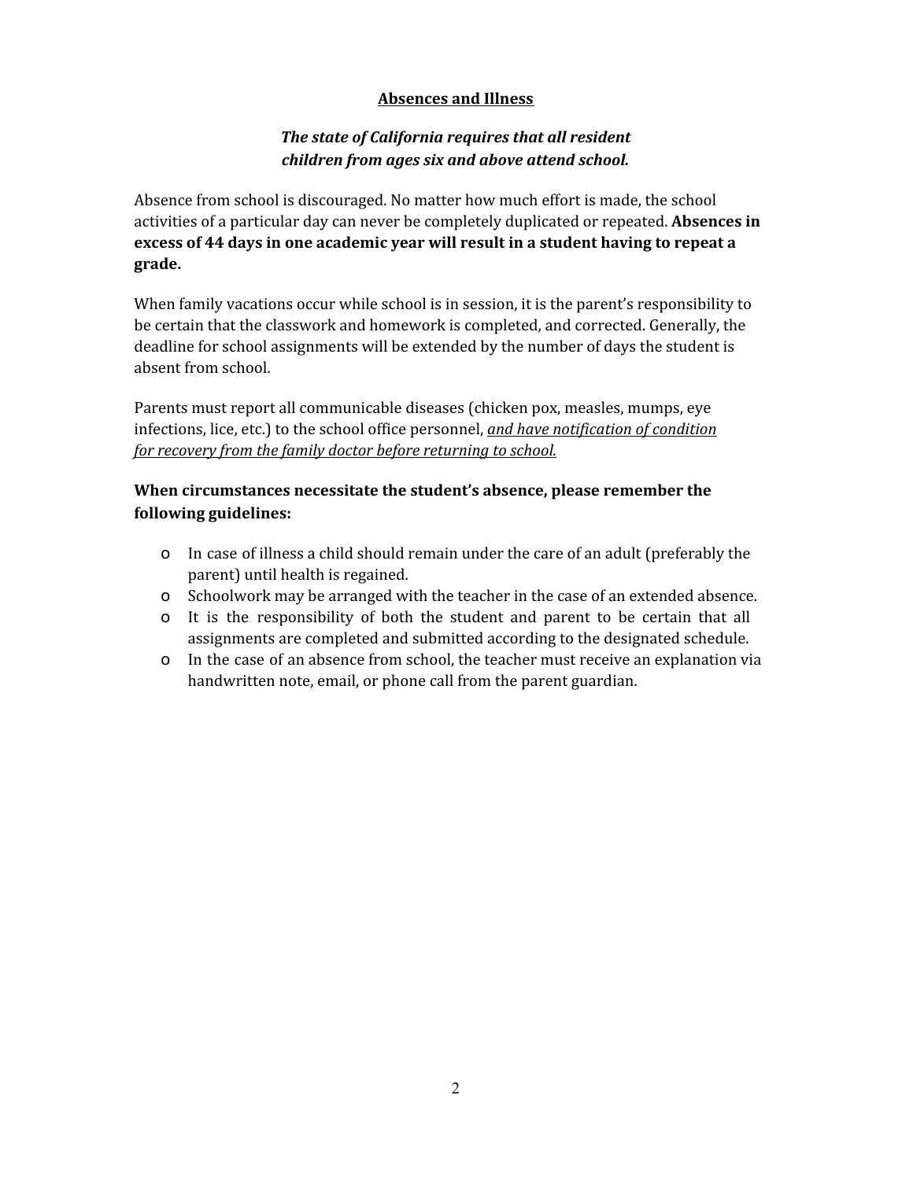## Absences and Illness

***The state of California requires that all resident children from ages six and above attend school.***

Absence from school is discouraged. No matter how much effort is made, the school activities of a particular day can never be completely duplicated or repeated. **Absences in excess of 44 days in one academic year will result in a student having to repeat a grade.**

When family vacations occur while school is in session, it is the parent's responsibility to be certain that the classwork and homework is completed, and corrected. Generally, the deadline for school assignments will be extended by the number of days the student is absent from school.

Parents must report all communicable diseases (chicken pox, measles, mumps, eye infections, lice, etc.) to the school office personnel, <u>*and have notification of condition for recovery from the family doctor before returning to school.*</u>

**When circumstances necessitate the student's absence, please remember the following guidelines:**

- In case of illness a child should remain under the care of an adult (preferably the parent) until health is regained.
- Schoolwork may be arranged with the teacher in the case of an extended absence.
- It is the responsibility of both the student and parent to be certain that all assignments are completed and submitted according to the designated schedule.
- In the case of an absence from school, the teacher must receive an explanation via handwritten note, email, or phone call from the parent guardian.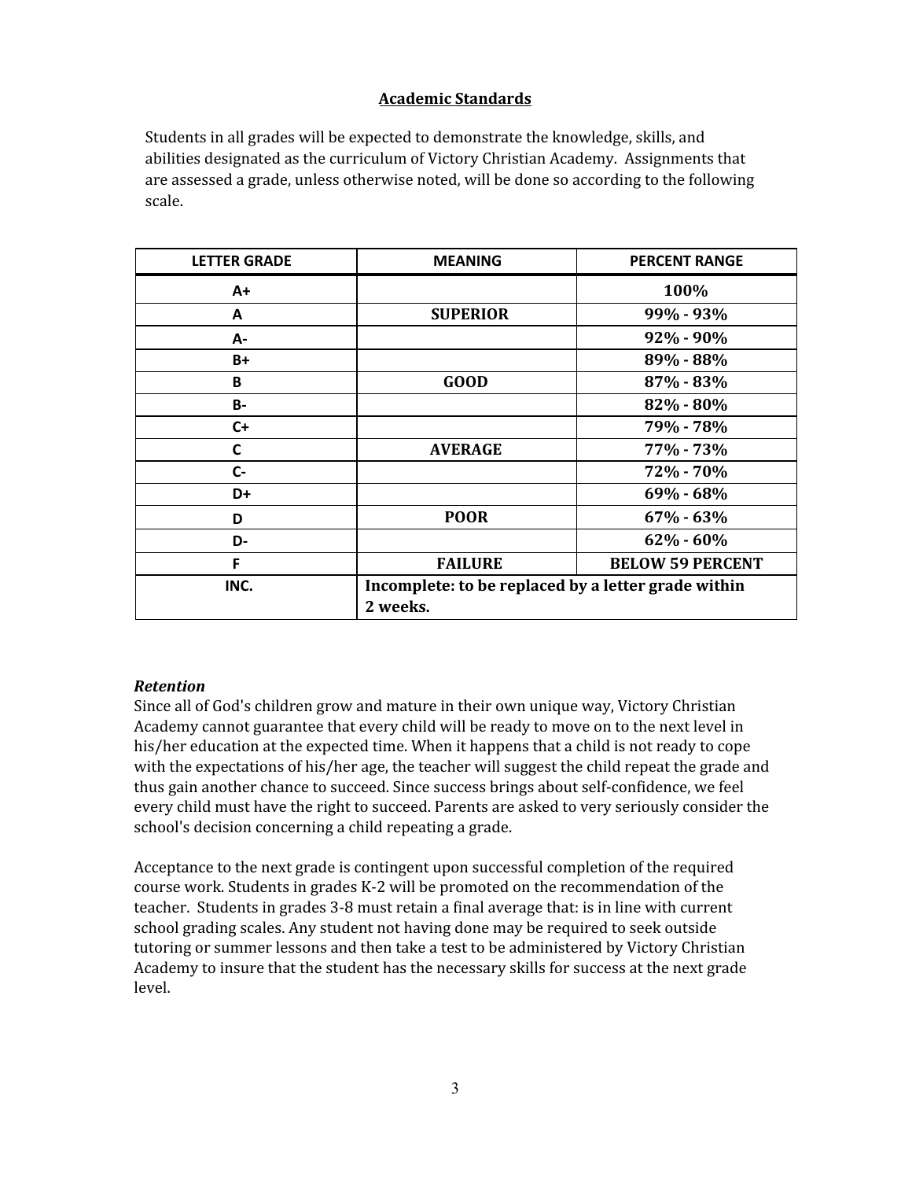## Academic Standards

Students in all grades will be expected to demonstrate the knowledge, skills, and abilities designated as the curriculum of Victory Christian Academy. Assignments that are assessed a grade, unless otherwise noted, will be done so according to the following scale.

| LETTER GRADE | MEANING | PERCENT RANGE |
|---|---|---|
| A+ | | **100%** |
| A | **SUPERIOR** | **99% - 93%** |
| A- | | **92% - 90%** |
| B+ | | **89% - 88%** |
| B | **GOOD** | **87% - 83%** |
| B- | | **82% - 80%** |
| C+ | | **79% - 78%** |
| C | **AVERAGE** | **77% - 73%** |
| C- | | **72% - 70%** |
| D+ | | **69% - 68%** |
| D | **POOR** | **67% - 63%** |
| D- | | **62% - 60%** |
| F | **FAILURE** | **BELOW 59 PERCENT** |
| INC. | **Incomplete: to be replaced by a letter grade within 2 weeks.** | |

***Retention***

Since all of God's children grow and mature in their own unique way, Victory Christian Academy cannot guarantee that every child will be ready to move on to the next level in his/her education at the expected time. When it happens that a child is not ready to cope with the expectations of his/her age, the teacher will suggest the child repeat the grade and thus gain another chance to succeed. Since success brings about self-confidence, we feel every child must have the right to succeed. Parents are asked to very seriously consider the school's decision concerning a child repeating a grade.

Acceptance to the next grade is contingent upon successful completion of the required course work. Students in grades K-2 will be promoted on the recommendation of the teacher. Students in grades 3-8 must retain a final average that: is in line with current school grading scales. Any student not having done may be required to seek outside tutoring or summer lessons and then take a test to be administered by Victory Christian Academy to insure that the student has the necessary skills for success at the next grade level.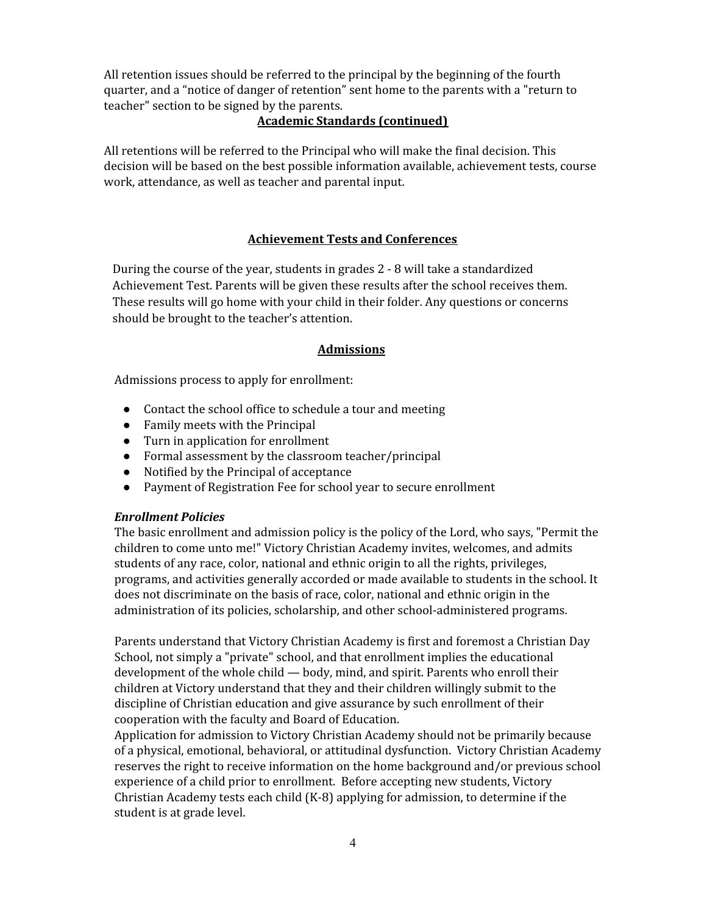All retention issues should be referred to the principal by the beginning of the fourth quarter, and a "notice of danger of retention" sent home to the parents with a "return to teacher" section to be signed by the parents.

## Academic Standards (continued)

All retentions will be referred to the Principal who will make the final decision. This decision will be based on the best possible information available, achievement tests, course work, attendance, as well as teacher and parental input.

## Achievement Tests and Conferences

During the course of the year, students in grades 2 - 8 will take a standardized Achievement Test. Parents will be given these results after the school receives them. These results will go home with your child in their folder. Any questions or concerns should be brought to the teacher's attention.

## Admissions

Admissions process to apply for enrollment:

- Contact the school office to schedule a tour and meeting
- Family meets with the Principal
- Turn in application for enrollment
- Formal assessment by the classroom teacher/principal
- Notified by the Principal of acceptance
- Payment of Registration Fee for school year to secure enrollment

### *Enrollment Policies*

The basic enrollment and admission policy is the policy of the Lord, who says, "Permit the children to come unto me!" Victory Christian Academy invites, welcomes, and admits students of any race, color, national and ethnic origin to all the rights, privileges, programs, and activities generally accorded or made available to students in the school. It does not discriminate on the basis of race, color, national and ethnic origin in the administration of its policies, scholarship, and other school-administered programs.

Parents understand that Victory Christian Academy is first and foremost a Christian Day School, not simply a "private" school, and that enrollment implies the educational development of the whole child — body, mind, and spirit. Parents who enroll their children at Victory understand that they and their children willingly submit to the discipline of Christian education and give assurance by such enrollment of their cooperation with the faculty and Board of Education.

Application for admission to Victory Christian Academy should not be primarily because of a physical, emotional, behavioral, or attitudinal dysfunction. Victory Christian Academy reserves the right to receive information on the home background and/or previous school experience of a child prior to enrollment. Before accepting new students, Victory Christian Academy tests each child (K-8) applying for admission, to determine if the student is at grade level.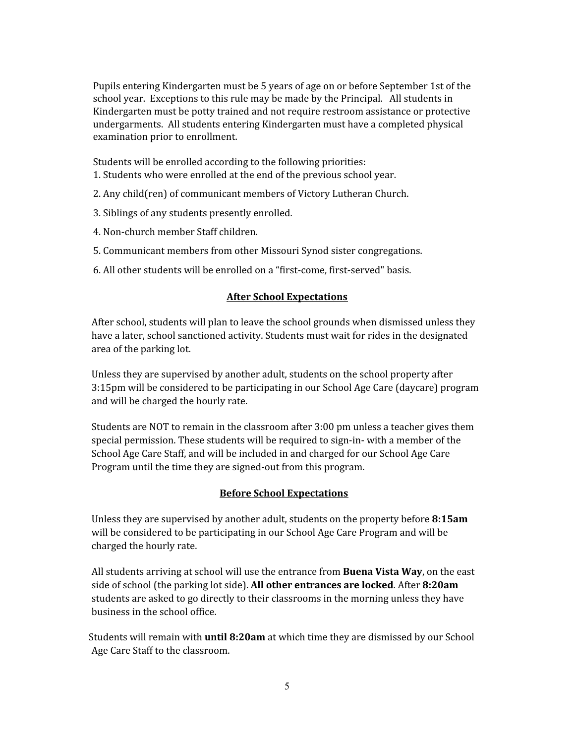Pupils entering Kindergarten must be 5 years of age on or before September 1st of the school year. Exceptions to this rule may be made by the Principal. All students in Kindergarten must be potty trained and not require restroom assistance or protective undergarments. All students entering Kindergarten must have a completed physical examination prior to enrollment.

Students will be enrolled according to the following priorities:

1. Students who were enrolled at the end of the previous school year.
2. Any child(ren) of communicant members of Victory Lutheran Church.
3. Siblings of any students presently enrolled.
4. Non-church member Staff children.
5. Communicant members from other Missouri Synod sister congregations.
6. All other students will be enrolled on a "first-come, first-served" basis.

## After School Expectations

After school, students will plan to leave the school grounds when dismissed unless they have a later, school sanctioned activity. Students must wait for rides in the designated area of the parking lot.

Unless they are supervised by another adult, students on the school property after 3:15pm will be considered to be participating in our School Age Care (daycare) program and will be charged the hourly rate.

Students are NOT to remain in the classroom after 3:00 pm unless a teacher gives them special permission. These students will be required to sign-in- with a member of the School Age Care Staff, and will be included in and charged for our School Age Care Program until the time they are signed-out from this program.

## Before School Expectations

Unless they are supervised by another adult, students on the property before **8:15am** will be considered to be participating in our School Age Care Program and will be charged the hourly rate.

All students arriving at school will use the entrance from **Buena Vista Way**, on the east side of school (the parking lot side). **All other entrances are locked**. After **8:20am** students are asked to go directly to their classrooms in the morning unless they have business in the school office.

Students will remain with **until 8:20am** at which time they are dismissed by our School Age Care Staff to the classroom.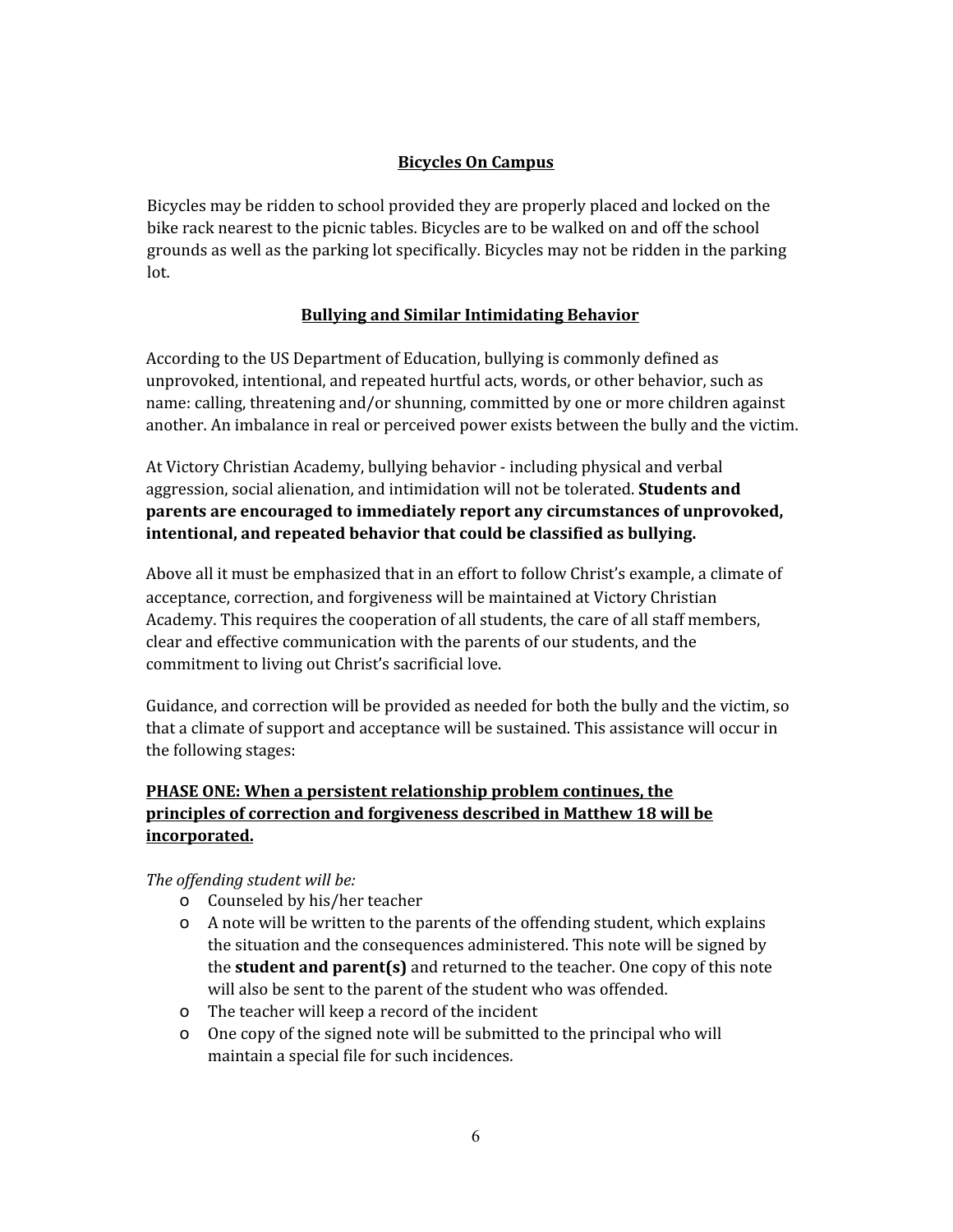## Bicycles On Campus

Bicycles may be ridden to school provided they are properly placed and locked on the bike rack nearest to the picnic tables. Bicycles are to be walked on and off the school grounds as well as the parking lot specifically. Bicycles may not be ridden in the parking lot.

## Bullying and Similar Intimidating Behavior

According to the US Department of Education, bullying is commonly defined as unprovoked, intentional, and repeated hurtful acts, words, or other behavior, such as name: calling, threatening and/or shunning, committed by one or more children against another. An imbalance in real or perceived power exists between the bully and the victim.

At Victory Christian Academy, bullying behavior - including physical and verbal aggression, social alienation, and intimidation will not be tolerated. **Students and parents are encouraged to immediately report any circumstances of unprovoked, intentional, and repeated behavior that could be classified as bullying.**

Above all it must be emphasized that in an effort to follow Christ's example, a climate of acceptance, correction, and forgiveness will be maintained at Victory Christian Academy. This requires the cooperation of all students, the care of all staff members, clear and effective communication with the parents of our students, and the commitment to living out Christ's sacrificial love.

Guidance, and correction will be provided as needed for both the bully and the victim, so that a climate of support and acceptance will be sustained. This assistance will occur in the following stages:

### PHASE ONE: When a persistent relationship problem continues, the principles of correction and forgiveness described in Matthew 18 will be incorporated.

*The offending student will be:*

- Counseled by his/her teacher
- A note will be written to the parents of the offending student, which explains the situation and the consequences administered. This note will be signed by the **student and parent(s)** and returned to the teacher. One copy of this note will also be sent to the parent of the student who was offended.
- The teacher will keep a record of the incident
- One copy of the signed note will be submitted to the principal who will maintain a special file for such incidences.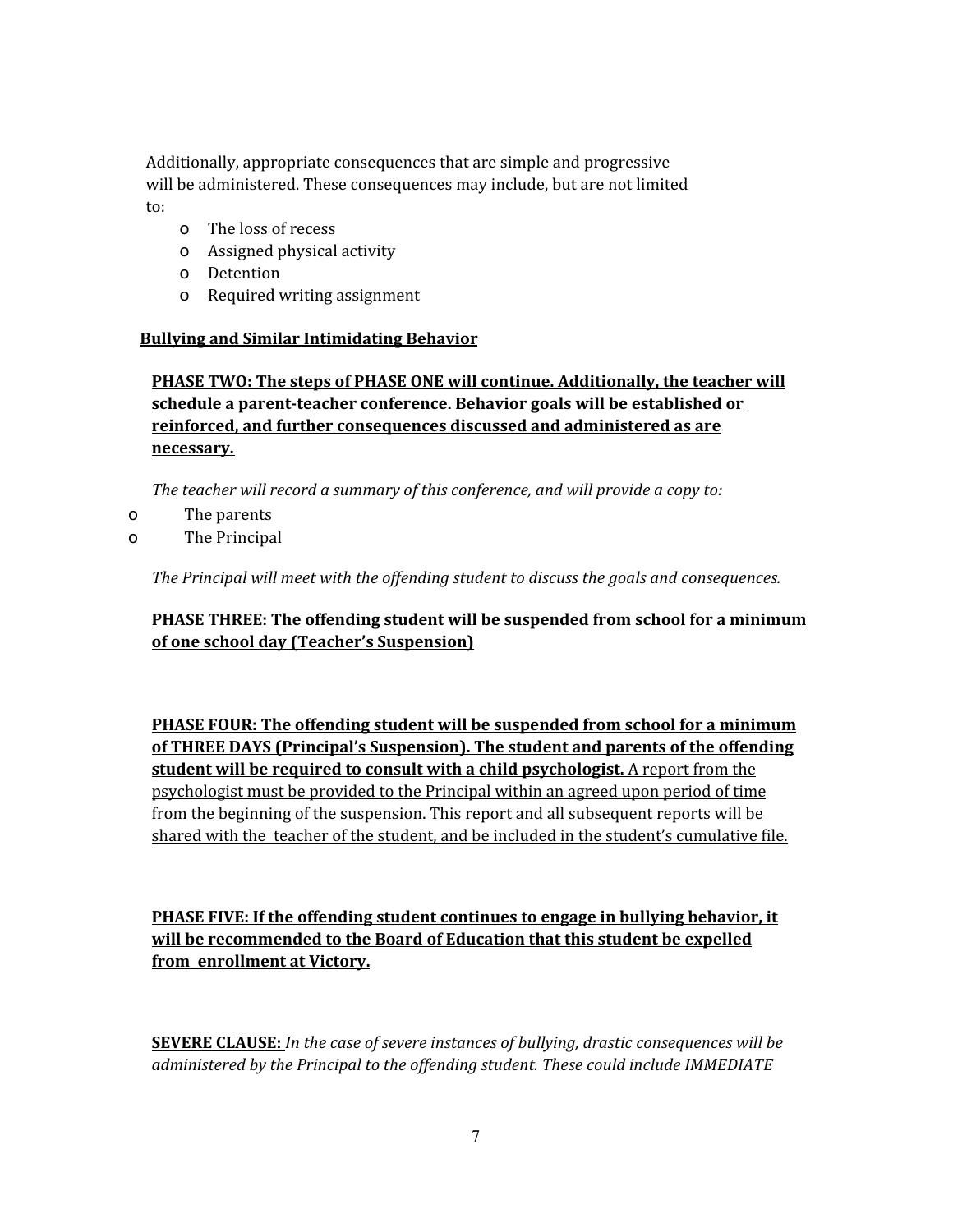Additionally, appropriate consequences that are simple and progressive will be administered. These consequences may include, but are not limited to:

- The loss of recess
- Assigned physical activity
- Detention
- Required writing assignment

**Bullying and Similar Intimidating Behavior**

**PHASE TWO: The steps of PHASE ONE will continue. Additionally, the teacher will schedule a parent-teacher conference. Behavior goals will be established or reinforced, and further consequences discussed and administered as are necessary.**

*The teacher will record a summary of this conference, and will provide a copy to:*

- The parents
- The Principal

*The Principal will meet with the offending student to discuss the goals and consequences.*

**PHASE THREE: The offending student will be suspended from school for a minimum of one school day (Teacher's Suspension)**

**PHASE FOUR: The offending student will be suspended from school for a minimum of THREE DAYS (Principal's Suspension). The student and parents of the offending student will be required to consult with a child psychologist.** A report from the psychologist must be provided to the Principal within an agreed upon period of time from the beginning of the suspension. This report and all subsequent reports will be shared with the teacher of the student, and be included in the student's cumulative file.

**PHASE FIVE: If the offending student continues to engage in bullying behavior, it will be recommended to the Board of Education that this student be expelled from enrollment at Victory.**

**SEVERE CLAUSE:** *In the case of severe instances of bullying, drastic consequences will be administered by the Principal to the offending student. These could include IMMEDIATE*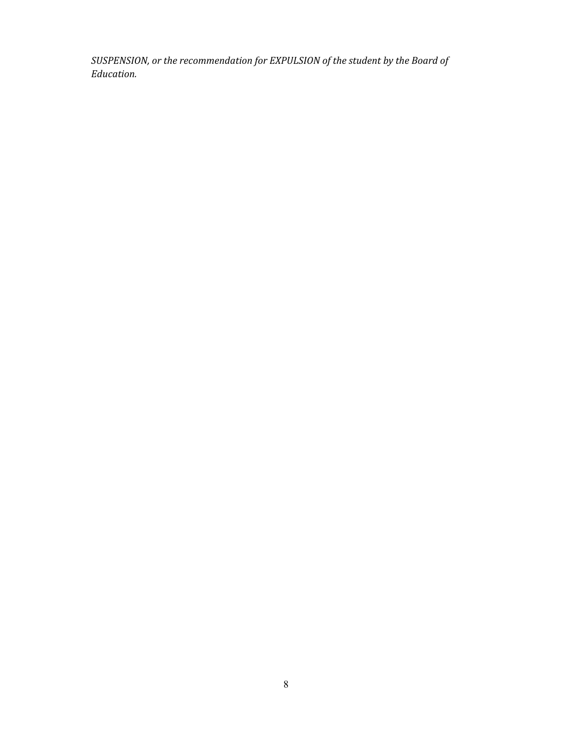*SUSPENSION, or the recommendation for EXPULSION of the student by the Board of Education.*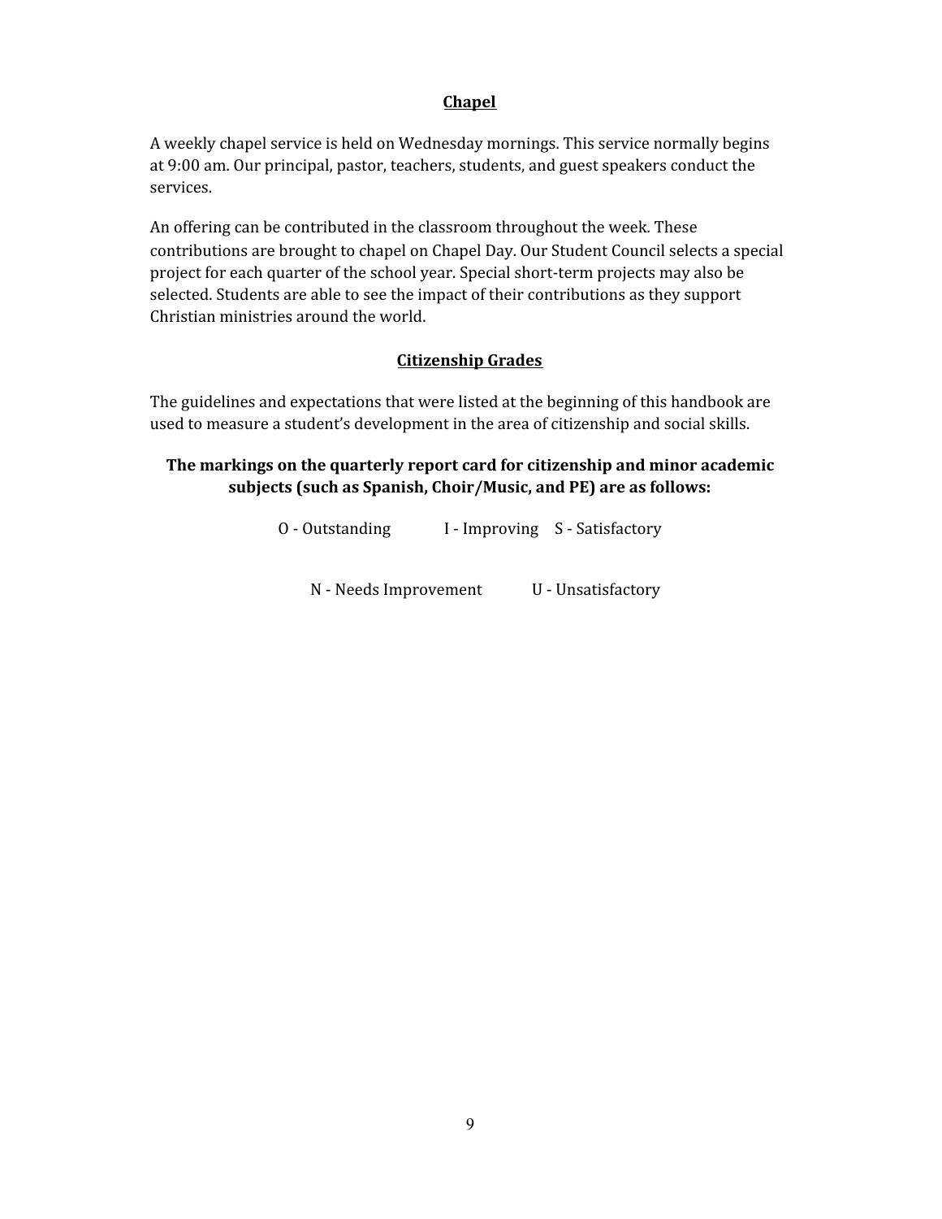## Chapel

A weekly chapel service is held on Wednesday mornings. This service normally begins at 9:00 am. Our principal, pastor, teachers, students, and guest speakers conduct the services.

An offering can be contributed in the classroom throughout the week. These contributions are brought to chapel on Chapel Day. Our Student Council selects a special project for each quarter of the school year. Special short-term projects may also be selected. Students are able to see the impact of their contributions as they support Christian ministries around the world.

## Citizenship Grades

The guidelines and expectations that were listed at the beginning of this handbook are used to measure a student's development in the area of citizenship and social skills.

**The markings on the quarterly report card for citizenship and minor academic subjects (such as Spanish, Choir/Music, and PE) are as follows:**

O - Outstanding I - Improving S - Satisfactory

N - Needs Improvement U - Unsatisfactory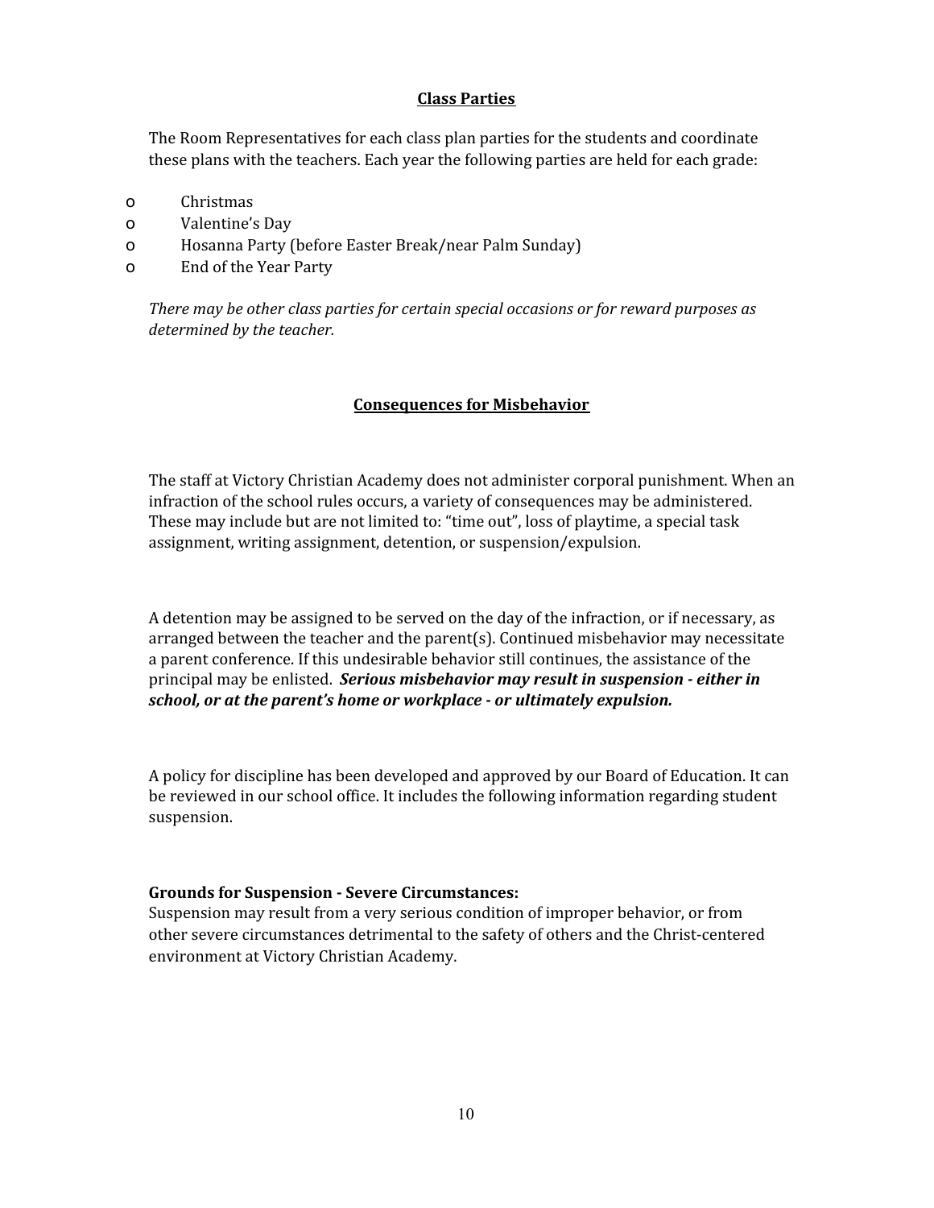## Class Parties

The Room Representatives for each class plan parties for the students and coordinate these plans with the teachers. Each year the following parties are held for each grade:

- Christmas
- Valentine's Day
- Hosanna Party (before Easter Break/near Palm Sunday)
- End of the Year Party

*There may be other class parties for certain special occasions or for reward purposes as determined by the teacher.*

## Consequences for Misbehavior

The staff at Victory Christian Academy does not administer corporal punishment. When an infraction of the school rules occurs, a variety of consequences may be administered. These may include but are not limited to: "time out", loss of playtime, a special task assignment, writing assignment, detention, or suspension/expulsion.

A detention may be assigned to be served on the day of the infraction, or if necessary, as arranged between the teacher and the parent(s). Continued misbehavior may necessitate a parent conference. If this undesirable behavior still continues, the assistance of the principal may be enlisted. ***Serious misbehavior may result in suspension - either in school, or at the parent's home or workplace - or ultimately expulsion.***

A policy for discipline has been developed and approved by our Board of Education. It can be reviewed in our school office. It includes the following information regarding student suspension.

**Grounds for Suspension - Severe Circumstances:**
Suspension may result from a very serious condition of improper behavior, or from other severe circumstances detrimental to the safety of others and the Christ-centered environment at Victory Christian Academy.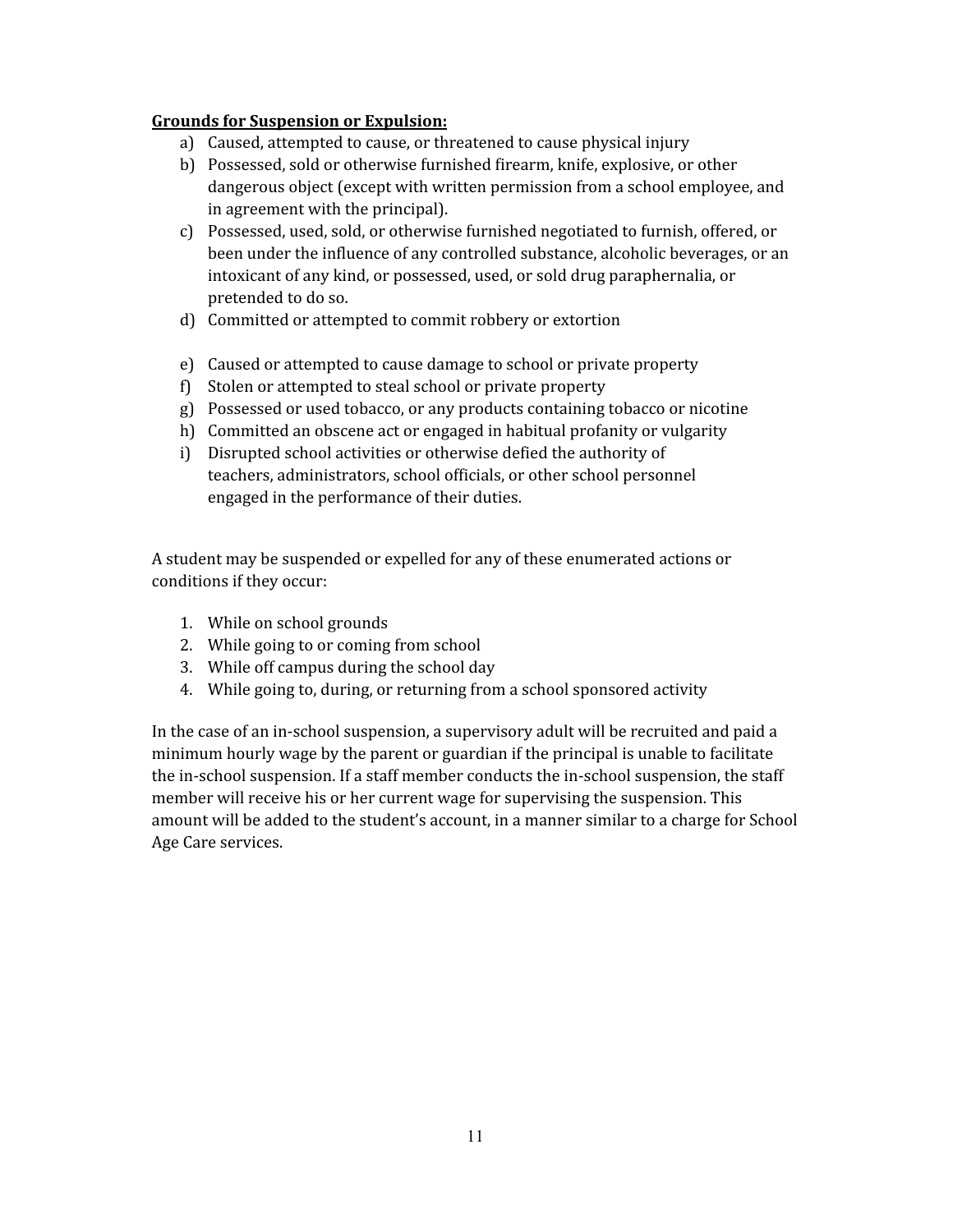**Grounds for Suspension or Expulsion:**

a) Caused, attempted to cause, or threatened to cause physical injury
b) Possessed, sold or otherwise furnished firearm, knife, explosive, or other dangerous object (except with written permission from a school employee, and in agreement with the principal).
c) Possessed, used, sold, or otherwise furnished negotiated to furnish, offered, or been under the influence of any controlled substance, alcoholic beverages, or an intoxicant of any kind, or possessed, used, or sold drug paraphernalia, or pretended to do so.
d) Committed or attempted to commit robbery or extortion
e) Caused or attempted to cause damage to school or private property
f) Stolen or attempted to steal school or private property
g) Possessed or used tobacco, or any products containing tobacco or nicotine
h) Committed an obscene act or engaged in habitual profanity or vulgarity
i) Disrupted school activities or otherwise defied the authority of teachers, administrators, school officials, or other school personnel engaged in the performance of their duties.

A student may be suspended or expelled for any of these enumerated actions or conditions if they occur:

1. While on school grounds
2. While going to or coming from school
3. While off campus during the school day
4. While going to, during, or returning from a school sponsored activity

In the case of an in-school suspension, a supervisory adult will be recruited and paid a minimum hourly wage by the parent or guardian if the principal is unable to facilitate the in-school suspension. If a staff member conducts the in-school suspension, the staff member will receive his or her current wage for supervising the suspension. This amount will be added to the student's account, in a manner similar to a charge for School Age Care services.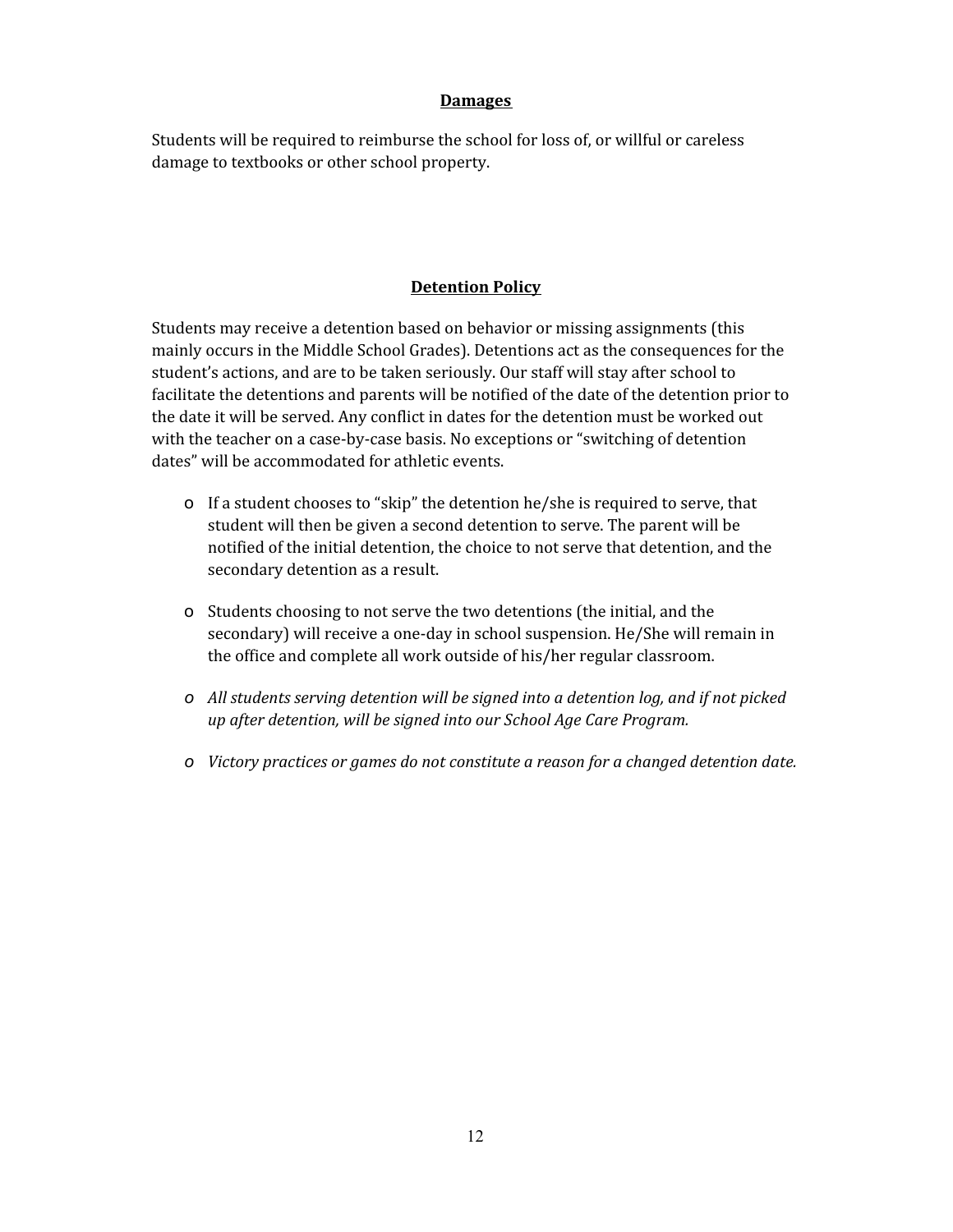## Damages

Students will be required to reimburse the school for loss of, or willful or careless damage to textbooks or other school property.

## Detention Policy

Students may receive a detention based on behavior or missing assignments (this mainly occurs in the Middle School Grades). Detentions act as the consequences for the student's actions, and are to be taken seriously. Our staff will stay after school to facilitate the detentions and parents will be notified of the date of the detention prior to the date it will be served. Any conflict in dates for the detention must be worked out with the teacher on a case-by-case basis. No exceptions or "switching of detention dates" will be accommodated for athletic events.

- If a student chooses to "skip" the detention he/she is required to serve, that student will then be given a second detention to serve. The parent will be notified of the initial detention, the choice to not serve that detention, and the secondary detention as a result.
- Students choosing to not serve the two detentions (the initial, and the secondary) will receive a one-day in school suspension. He/She will remain in the office and complete all work outside of his/her regular classroom.
- *All students serving detention will be signed into a detention log, and if not picked up after detention, will be signed into our School Age Care Program.*
- *Victory practices or games do not constitute a reason for a changed detention date.*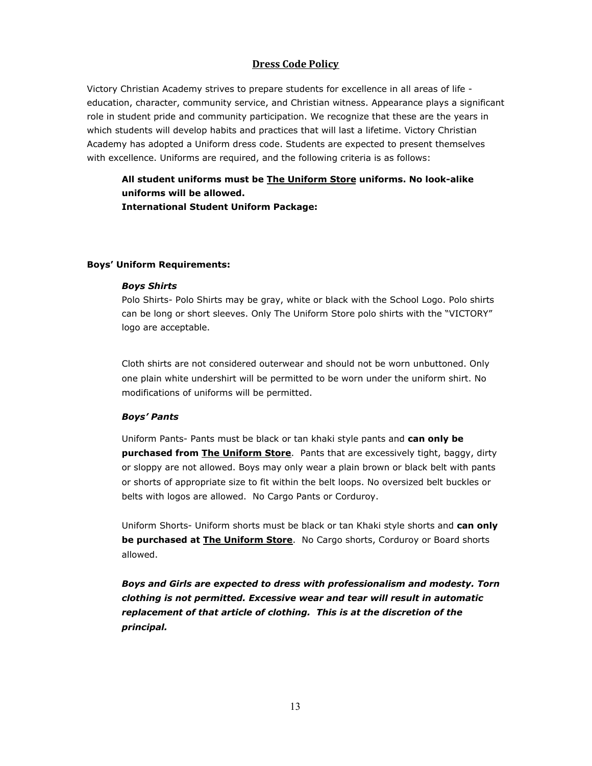## Dress Code Policy

Victory Christian Academy strives to prepare students for excellence in all areas of life - education, character, community service, and Christian witness. Appearance plays a significant role in student pride and community participation. We recognize that these are the years in which students will develop habits and practices that will last a lifetime. Victory Christian Academy has adopted a Uniform dress code. Students are expected to present themselves with excellence. Uniforms are required, and the following criteria is as follows:

**All student uniforms must be <u>The Uniform Store</u> uniforms. No look-alike uniforms will be allowed.**
**International Student Uniform Package:**

**Boys' Uniform Requirements:**

***Boys Shirts***

Polo Shirts- Polo Shirts may be gray, white or black with the School Logo. Polo shirts can be long or short sleeves. Only The Uniform Store polo shirts with the "VICTORY" logo are acceptable.

Cloth shirts are not considered outerwear and should not be worn unbuttoned. Only one plain white undershirt will be permitted to be worn under the uniform shirt. No modifications of uniforms will be permitted.

***Boys' Pants***

Uniform Pants- Pants must be black or tan khaki style pants and **can only be purchased from <u>The Uniform Store</u>**. Pants that are excessively tight, baggy, dirty or sloppy are not allowed. Boys may only wear a plain brown or black belt with pants or shorts of appropriate size to fit within the belt loops. No oversized belt buckles or belts with logos are allowed. No Cargo Pants or Corduroy.

Uniform Shorts- Uniform shorts must be black or tan Khaki style shorts and **can only be purchased at <u>The Uniform Store</u>**. No Cargo shorts, Corduroy or Board shorts allowed.

***Boys and Girls are expected to dress with professionalism and modesty. Torn clothing is not permitted. Excessive wear and tear will result in automatic replacement of that article of clothing. This is at the discretion of the principal.***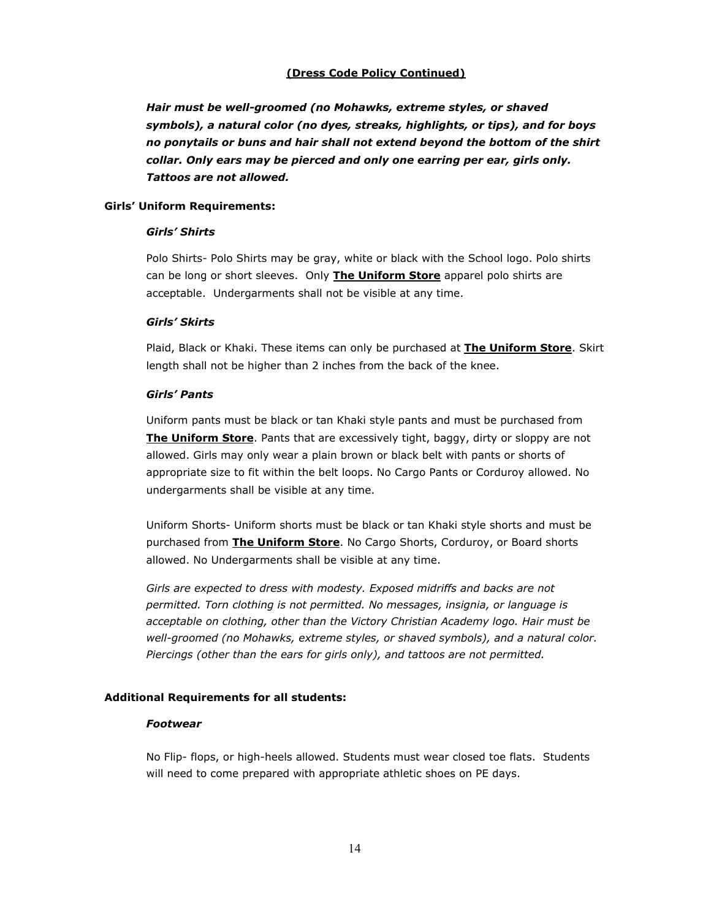**(Dress Code Policy Continued)**

***Hair must be well-groomed (no Mohawks, extreme styles, or shaved symbols), a natural color (no dyes, streaks, highlights, or tips), and for boys no ponytails or buns and hair shall not extend beyond the bottom of the shirt collar. Only ears may be pierced and only one earring per ear, girls only. Tattoos are not allowed.***

**Girls' Uniform Requirements:**

***Girls' Shirts***

Polo Shirts- Polo Shirts may be gray, white or black with the School logo. Polo shirts can be long or short sleeves. Only **The Uniform Store** apparel polo shirts are acceptable. Undergarments shall not be visible at any time.

***Girls' Skirts***

Plaid, Black or Khaki. These items can only be purchased at **The Uniform Store**. Skirt length shall not be higher than 2 inches from the back of the knee.

***Girls' Pants***

Uniform pants must be black or tan Khaki style pants and must be purchased from **The Uniform Store**. Pants that are excessively tight, baggy, dirty or sloppy are not allowed. Girls may only wear a plain brown or black belt with pants or shorts of appropriate size to fit within the belt loops. No Cargo Pants or Corduroy allowed. No undergarments shall be visible at any time.

Uniform Shorts- Uniform shorts must be black or tan Khaki style shorts and must be purchased from **The Uniform Store**. No Cargo Shorts, Corduroy, or Board shorts allowed. No Undergarments shall be visible at any time.

*Girls are expected to dress with modesty. Exposed midriffs and backs are not permitted. Torn clothing is not permitted. No messages, insignia, or language is acceptable on clothing, other than the Victory Christian Academy logo. Hair must be well-groomed (no Mohawks, extreme styles, or shaved symbols), and a natural color. Piercings (other than the ears for girls only), and tattoos are not permitted.*

**Additional Requirements for all students:**

***Footwear***

No Flip- flops, or high-heels allowed. Students must wear closed toe flats. Students will need to come prepared with appropriate athletic shoes on PE days.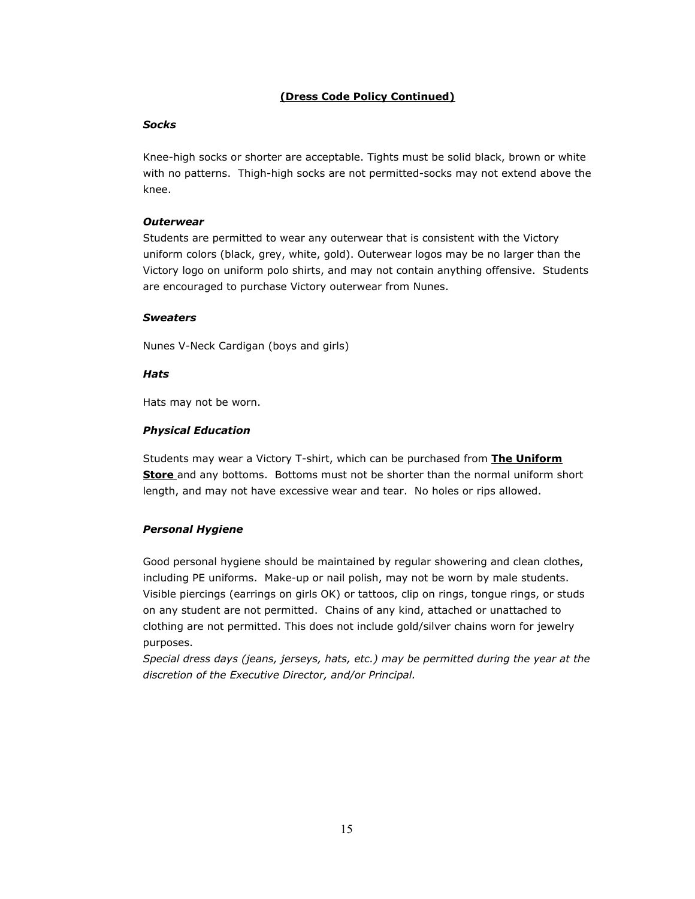**(Dress Code Policy Continued)**

***Socks***

Knee-high socks or shorter are acceptable. Tights must be solid black, brown or white with no patterns. Thigh-high socks are not permitted-socks may not extend above the knee.

***Outerwear***

Students are permitted to wear any outerwear that is consistent with the Victory uniform colors (black, grey, white, gold). Outerwear logos may be no larger than the Victory logo on uniform polo shirts, and may not contain anything offensive. Students are encouraged to purchase Victory outerwear from Nunes.

***Sweaters***

Nunes V-Neck Cardigan (boys and girls)

***Hats***

Hats may not be worn.

***Physical Education***

Students may wear a Victory T-shirt, which can be purchased from **The Uniform Store** and any bottoms. Bottoms must not be shorter than the normal uniform short length, and may not have excessive wear and tear. No holes or rips allowed.

***Personal Hygiene***

Good personal hygiene should be maintained by regular showering and clean clothes, including PE uniforms. Make-up or nail polish, may not be worn by male students. Visible piercings (earrings on girls OK) or tattoos, clip on rings, tongue rings, or studs on any student are not permitted. Chains of any kind, attached or unattached to clothing are not permitted. This does not include gold/silver chains worn for jewelry purposes.

*Special dress days (jeans, jerseys, hats, etc.) may be permitted during the year at the discretion of the Executive Director, and/or Principal.*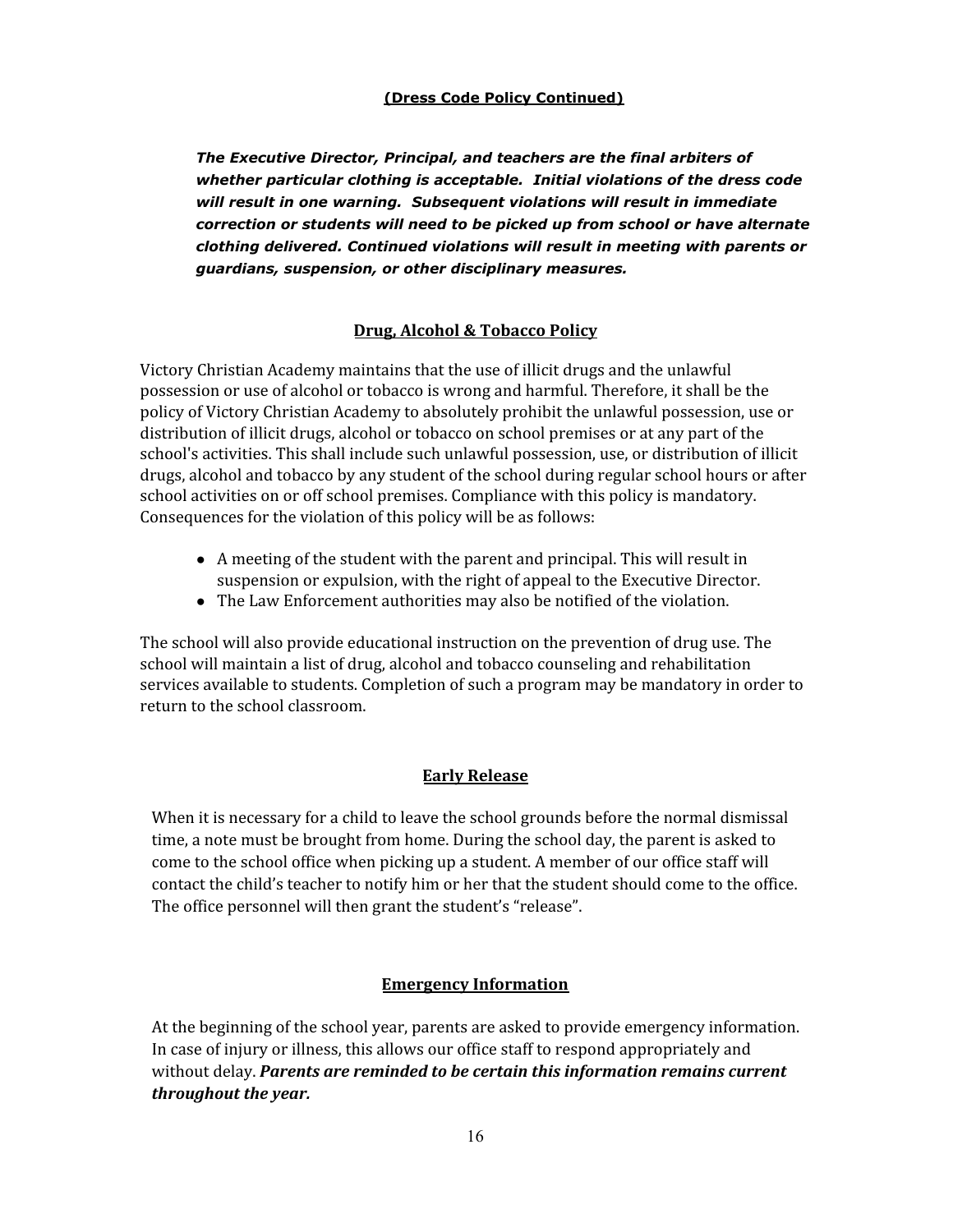**(Dress Code Policy Continued)**

***The Executive Director, Principal, and teachers are the final arbiters of whether particular clothing is acceptable. Initial violations of the dress code will result in one warning. Subsequent violations will result in immediate correction or students will need to be picked up from school or have alternate clothing delivered. Continued violations will result in meeting with parents or guardians, suspension, or other disciplinary measures.***

## Drug, Alcohol & Tobacco Policy

Victory Christian Academy maintains that the use of illicit drugs and the unlawful possession or use of alcohol or tobacco is wrong and harmful. Therefore, it shall be the policy of Victory Christian Academy to absolutely prohibit the unlawful possession, use or distribution of illicit drugs, alcohol or tobacco on school premises or at any part of the school's activities. This shall include such unlawful possession, use, or distribution of illicit drugs, alcohol and tobacco by any student of the school during regular school hours or after school activities on or off school premises. Compliance with this policy is mandatory. Consequences for the violation of this policy will be as follows:

- A meeting of the student with the parent and principal. This will result in suspension or expulsion, with the right of appeal to the Executive Director.
- The Law Enforcement authorities may also be notified of the violation.

The school will also provide educational instruction on the prevention of drug use. The school will maintain a list of drug, alcohol and tobacco counseling and rehabilitation services available to students. Completion of such a program may be mandatory in order to return to the school classroom.

## Early Release

When it is necessary for a child to leave the school grounds before the normal dismissal time, a note must be brought from home. During the school day, the parent is asked to come to the school office when picking up a student. A member of our office staff will contact the child's teacher to notify him or her that the student should come to the office. The office personnel will then grant the student's "release".

## Emergency Information

At the beginning of the school year, parents are asked to provide emergency information. In case of injury or illness, this allows our office staff to respond appropriately and without delay. ***Parents are reminded to be certain this information remains current throughout the year.***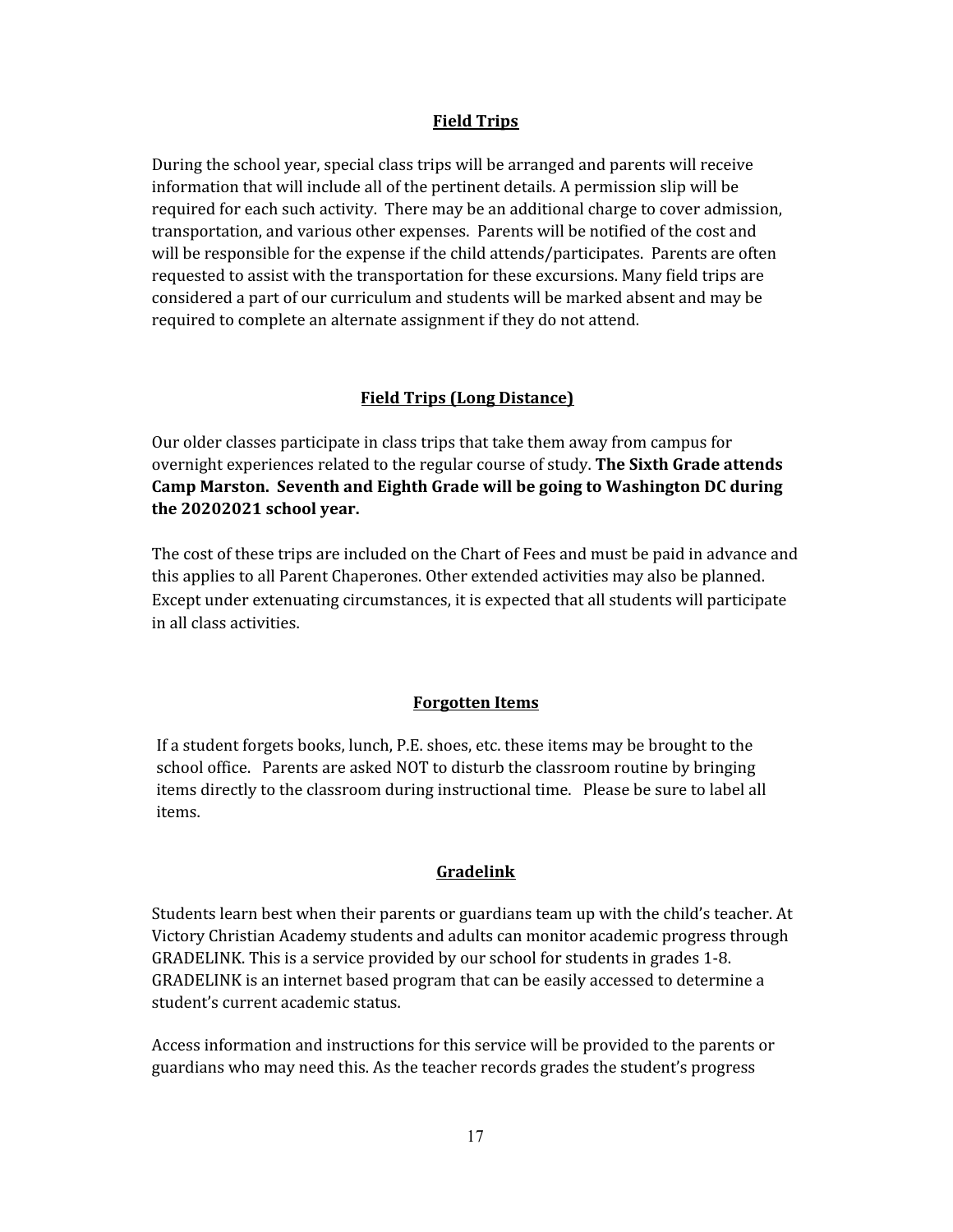## Field Trips

During the school year, special class trips will be arranged and parents will receive information that will include all of the pertinent details. A permission slip will be required for each such activity. There may be an additional charge to cover admission, transportation, and various other expenses. Parents will be notified of the cost and will be responsible for the expense if the child attends/participates. Parents are often requested to assist with the transportation for these excursions. Many field trips are considered a part of our curriculum and students will be marked absent and may be required to complete an alternate assignment if they do not attend.

## Field Trips (Long Distance)

Our older classes participate in class trips that take them away from campus for overnight experiences related to the regular course of study. **The Sixth Grade attends Camp Marston. Seventh and Eighth Grade will be going to Washington DC during the 20202021 school year.**

The cost of these trips are included on the Chart of Fees and must be paid in advance and this applies to all Parent Chaperones. Other extended activities may also be planned. Except under extenuating circumstances, it is expected that all students will participate in all class activities.

## Forgotten Items

If a student forgets books, lunch, P.E. shoes, etc. these items may be brought to the school office. Parents are asked NOT to disturb the classroom routine by bringing items directly to the classroom during instructional time. Please be sure to label all items.

## Gradelink

Students learn best when their parents or guardians team up with the child's teacher. At Victory Christian Academy students and adults can monitor academic progress through GRADELINK. This is a service provided by our school for students in grades 1-8. GRADELINK is an internet based program that can be easily accessed to determine a student's current academic status.

Access information and instructions for this service will be provided to the parents or guardians who may need this. As the teacher records grades the student's progress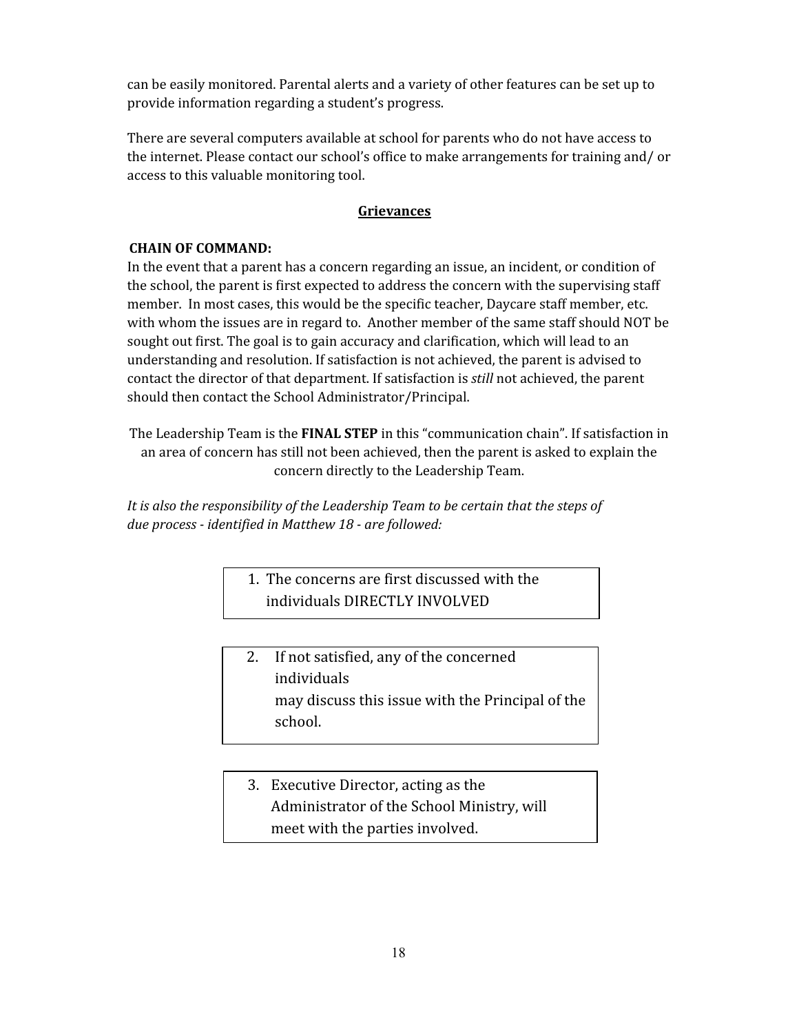can be easily monitored. Parental alerts and a variety of other features can be set up to provide information regarding a student's progress.

There are several computers available at school for parents who do not have access to the internet. Please contact our school's office to make arrangements for training and/ or access to this valuable monitoring tool.

## Grievances

**CHAIN OF COMMAND:**

In the event that a parent has a concern regarding an issue, an incident, or condition of the school, the parent is first expected to address the concern with the supervising staff member. In most cases, this would be the specific teacher, Daycare staff member, etc. with whom the issues are in regard to. Another member of the same staff should NOT be sought out first. The goal is to gain accuracy and clarification, which will lead to an understanding and resolution. If satisfaction is not achieved, the parent is advised to contact the director of that department. If satisfaction is *still* not achieved, the parent should then contact the School Administrator/Principal.

The Leadership Team is the **FINAL STEP** in this "communication chain". If satisfaction in an area of concern has still not been achieved, then the parent is asked to explain the concern directly to the Leadership Team.

*It is also the responsibility of the Leadership Team to be certain that the steps of due process - identified in Matthew 18 - are followed:*

1. The concerns are first discussed with the individuals DIRECTLY INVOLVED

2. If not satisfied, any of the concerned individuals may discuss this issue with the Principal of the school.

3. Executive Director, acting as the Administrator of the School Ministry, will meet with the parties involved.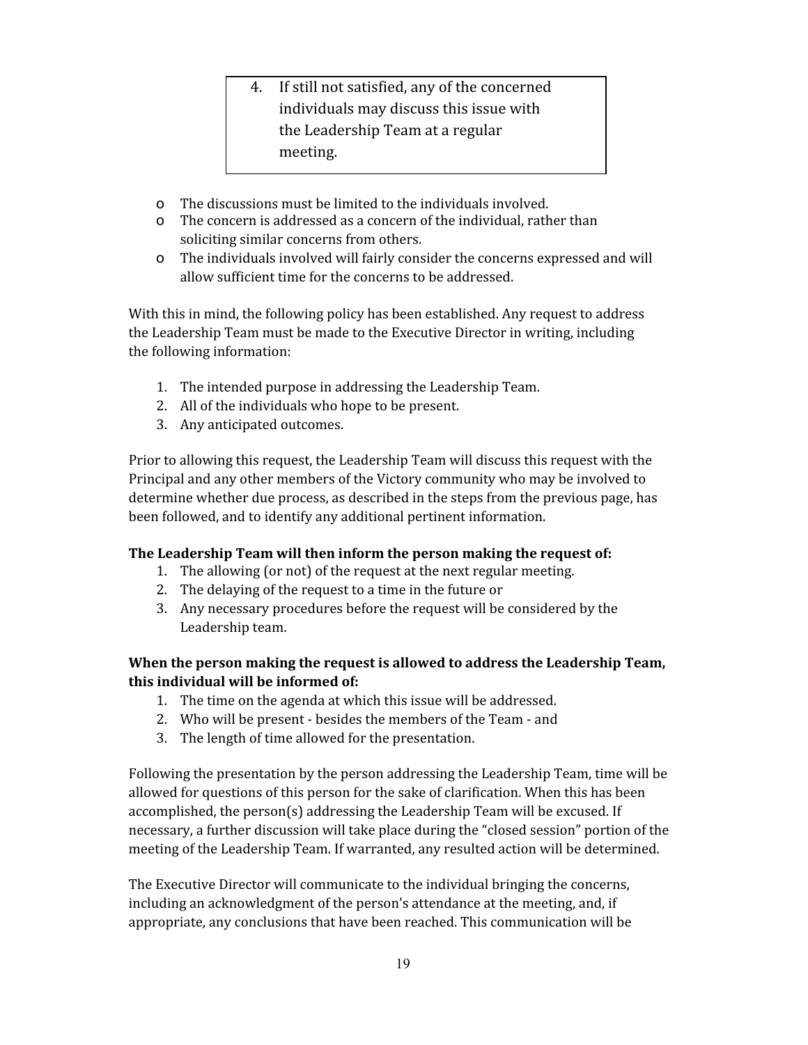4. If still not satisfied, any of the concerned individuals may discuss this issue with the Leadership Team at a regular meeting.

- The discussions must be limited to the individuals involved.
- The concern is addressed as a concern of the individual, rather than soliciting similar concerns from others.
- The individuals involved will fairly consider the concerns expressed and will allow sufficient time for the concerns to be addressed.

With this in mind, the following policy has been established. Any request to address the Leadership Team must be made to the Executive Director in writing, including the following information:

1. The intended purpose in addressing the Leadership Team.
2. All of the individuals who hope to be present.
3. Any anticipated outcomes.

Prior to allowing this request, the Leadership Team will discuss this request with the Principal and any other members of the Victory community who may be involved to determine whether due process, as described in the steps from the previous page, has been followed, and to identify any additional pertinent information.

**The Leadership Team will then inform the person making the request of:**

1. The allowing (or not) of the request at the next regular meeting.
2. The delaying of the request to a time in the future or
3. Any necessary procedures before the request will be considered by the Leadership team.

**When the person making the request is allowed to address the Leadership Team, this individual will be informed of:**

1. The time on the agenda at which this issue will be addressed.
2. Who will be present - besides the members of the Team - and
3. The length of time allowed for the presentation.

Following the presentation by the person addressing the Leadership Team, time will be allowed for questions of this person for the sake of clarification. When this has been accomplished, the person(s) addressing the Leadership Team will be excused. If necessary, a further discussion will take place during the "closed session" portion of the meeting of the Leadership Team. If warranted, any resulted action will be determined.

The Executive Director will communicate to the individual bringing the concerns, including an acknowledgment of the person's attendance at the meeting, and, if appropriate, any conclusions that have been reached. This communication will be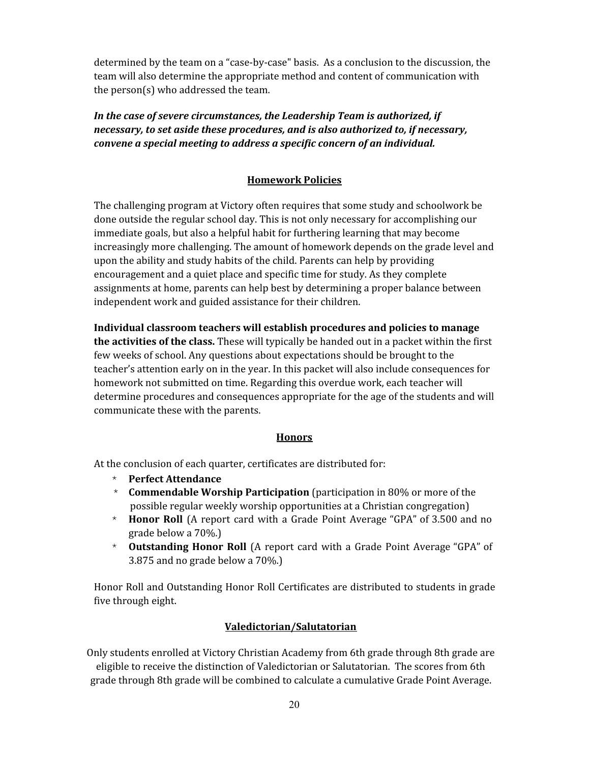determined by the team on a "case-by-case" basis. As a conclusion to the discussion, the team will also determine the appropriate method and content of communication with the person(s) who addressed the team.

***In the case of severe circumstances, the Leadership Team is authorized, if necessary, to set aside these procedures, and is also authorized to, if necessary, convene a special meeting to address a specific concern of an individual.***

## Homework Policies

The challenging program at Victory often requires that some study and schoolwork be done outside the regular school day. This is not only necessary for accomplishing our immediate goals, but also a helpful habit for furthering learning that may become increasingly more challenging. The amount of homework depends on the grade level and upon the ability and study habits of the child. Parents can help by providing encouragement and a quiet place and specific time for study. As they complete assignments at home, parents can help best by determining a proper balance between independent work and guided assistance for their children.

**Individual classroom teachers will establish procedures and policies to manage the activities of the class.** These will typically be handed out in a packet within the first few weeks of school. Any questions about expectations should be brought to the teacher's attention early on in the year. In this packet will also include consequences for homework not submitted on time. Regarding this overdue work, each teacher will determine procedures and consequences appropriate for the age of the students and will communicate these with the parents.

## Honors

At the conclusion of each quarter, certificates are distributed for:

* **Perfect Attendance**
* **Commendable Worship Participation** (participation in 80% or more of the possible regular weekly worship opportunities at a Christian congregation)
* **Honor Roll** (A report card with a Grade Point Average "GPA" of 3.500 and no grade below a 70%.)
* **Outstanding Honor Roll** (A report card with a Grade Point Average "GPA" of 3.875 and no grade below a 70%.)

Honor Roll and Outstanding Honor Roll Certificates are distributed to students in grade five through eight.

## Valedictorian/Salutatorian

Only students enrolled at Victory Christian Academy from 6th grade through 8th grade are eligible to receive the distinction of Valedictorian or Salutatorian. The scores from 6th grade through 8th grade will be combined to calculate a cumulative Grade Point Average.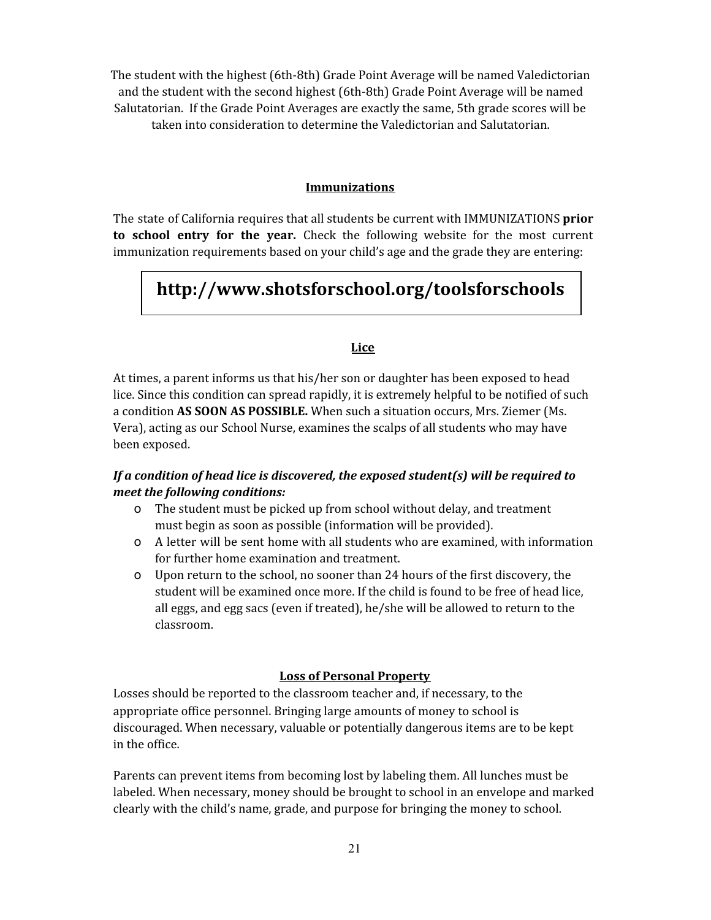The student with the highest (6th-8th) Grade Point Average will be named Valedictorian and the student with the second highest (6th-8th) Grade Point Average will be named Salutatorian. If the Grade Point Averages are exactly the same, 5th grade scores will be taken into consideration to determine the Valedictorian and Salutatorian.

## Immunizations

The state of California requires that all students be current with IMMUNIZATIONS **prior to school entry for the year.** Check the following website for the most current immunization requirements based on your child's age and the grade they are entering:

**http://www.shotsforschool.org/toolsforschools**

## Lice

At times, a parent informs us that his/her son or daughter has been exposed to head lice. Since this condition can spread rapidly, it is extremely helpful to be notified of such a condition **AS SOON AS POSSIBLE.** When such a situation occurs, Mrs. Ziemer (Ms. Vera), acting as our School Nurse, examines the scalps of all students who may have been exposed.

***If a condition of head lice is discovered, the exposed student(s) will be required to meet the following conditions:***

- The student must be picked up from school without delay, and treatment must begin as soon as possible (information will be provided).
- A letter will be sent home with all students who are examined, with information for further home examination and treatment.
- Upon return to the school, no sooner than 24 hours of the first discovery, the student will be examined once more. If the child is found to be free of head lice, all eggs, and egg sacs (even if treated), he/she will be allowed to return to the classroom.

## Loss of Personal Property

Losses should be reported to the classroom teacher and, if necessary, to the appropriate office personnel. Bringing large amounts of money to school is discouraged. When necessary, valuable or potentially dangerous items are to be kept in the office.

Parents can prevent items from becoming lost by labeling them. All lunches must be labeled. When necessary, money should be brought to school in an envelope and marked clearly with the child's name, grade, and purpose for bringing the money to school.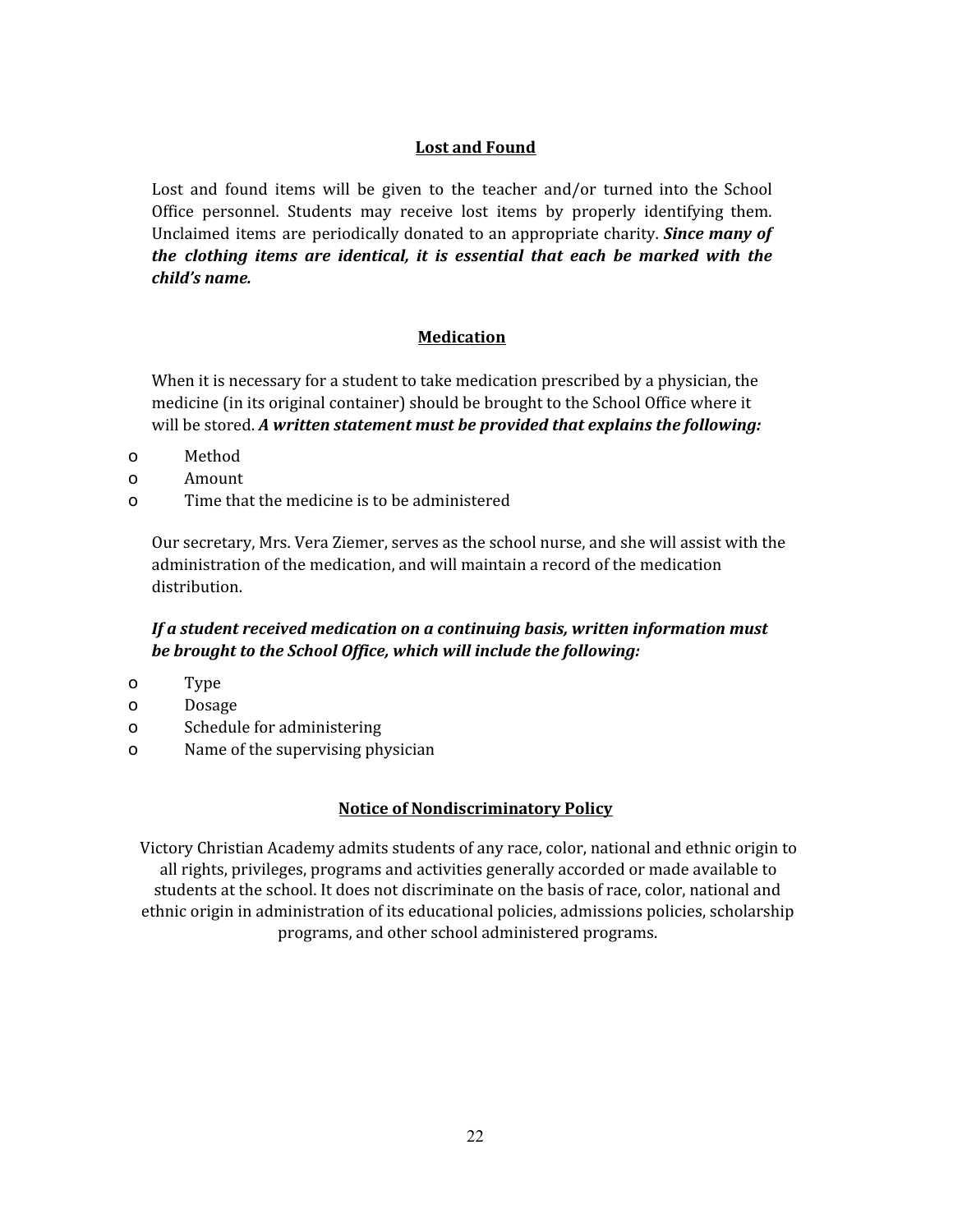## Lost and Found

Lost and found items will be given to the teacher and/or turned into the School Office personnel. Students may receive lost items by properly identifying them. Unclaimed items are periodically donated to an appropriate charity. ***Since many of the clothing items are identical, it is essential that each be marked with the child's name.***

## Medication

When it is necessary for a student to take medication prescribed by a physician, the medicine (in its original container) should be brought to the School Office where it will be stored. ***A written statement must be provided that explains the following:***

- Method
- Amount
- Time that the medicine is to be administered

Our secretary, Mrs. Vera Ziemer, serves as the school nurse, and she will assist with the administration of the medication, and will maintain a record of the medication distribution.

***If a student received medication on a continuing basis, written information must be brought to the School Office, which will include the following:***

- Type
- Dosage
- Schedule for administering
- Name of the supervising physician

## Notice of Nondiscriminatory Policy

Victory Christian Academy admits students of any race, color, national and ethnic origin to all rights, privileges, programs and activities generally accorded or made available to students at the school. It does not discriminate on the basis of race, color, national and ethnic origin in administration of its educational policies, admissions policies, scholarship programs, and other school administered programs.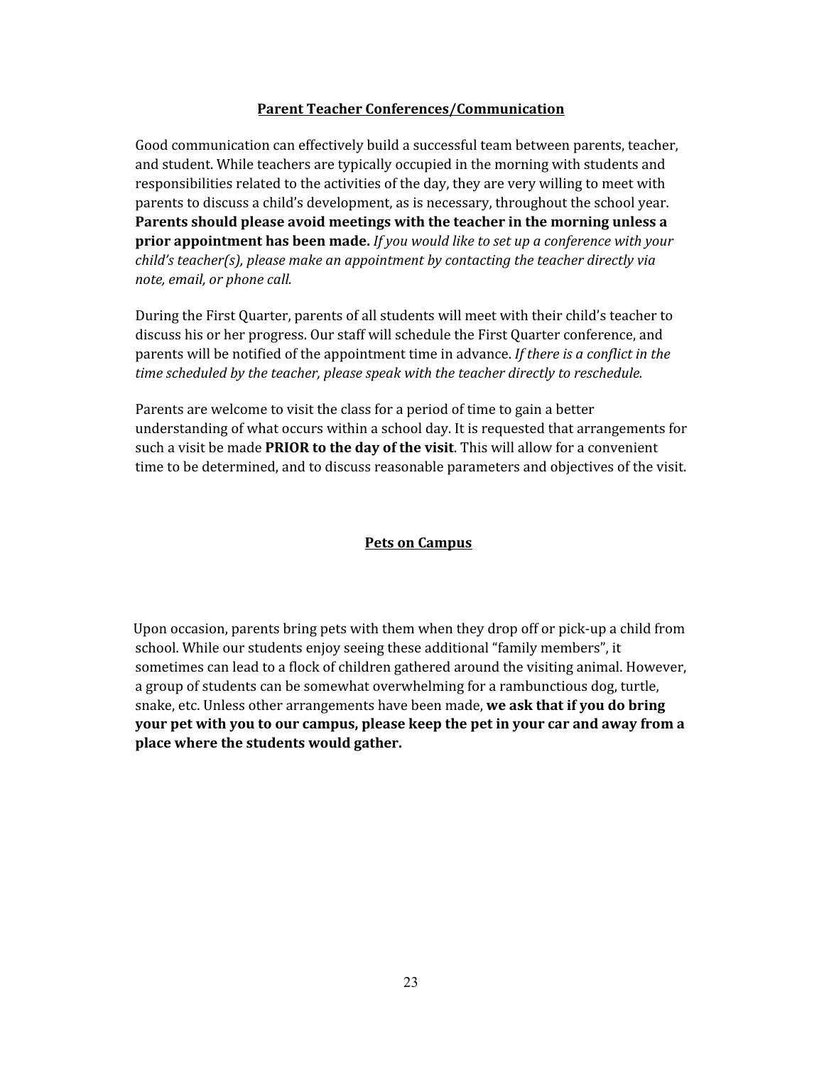## Parent Teacher Conferences/Communication

Good communication can effectively build a successful team between parents, teacher, and student. While teachers are typically occupied in the morning with students and responsibilities related to the activities of the day, they are very willing to meet with parents to discuss a child's development, as is necessary, throughout the school year. **Parents should please avoid meetings with the teacher in the morning unless a prior appointment has been made.** *If you would like to set up a conference with your child's teacher(s), please make an appointment by contacting the teacher directly via note, email, or phone call.*

During the First Quarter, parents of all students will meet with their child's teacher to discuss his or her progress. Our staff will schedule the First Quarter conference, and parents will be notified of the appointment time in advance. *If there is a conflict in the time scheduled by the teacher, please speak with the teacher directly to reschedule.*

Parents are welcome to visit the class for a period of time to gain a better understanding of what occurs within a school day. It is requested that arrangements for such a visit be made **PRIOR to the day of the visit**. This will allow for a convenient time to be determined, and to discuss reasonable parameters and objectives of the visit.

## Pets on Campus

Upon occasion, parents bring pets with them when they drop off or pick-up a child from school. While our students enjoy seeing these additional "family members", it sometimes can lead to a flock of children gathered around the visiting animal. However, a group of students can be somewhat overwhelming for a rambunctious dog, turtle, snake, etc. Unless other arrangements have been made, **we ask that if you do bring your pet with you to our campus, please keep the pet in your car and away from a place where the students would gather.**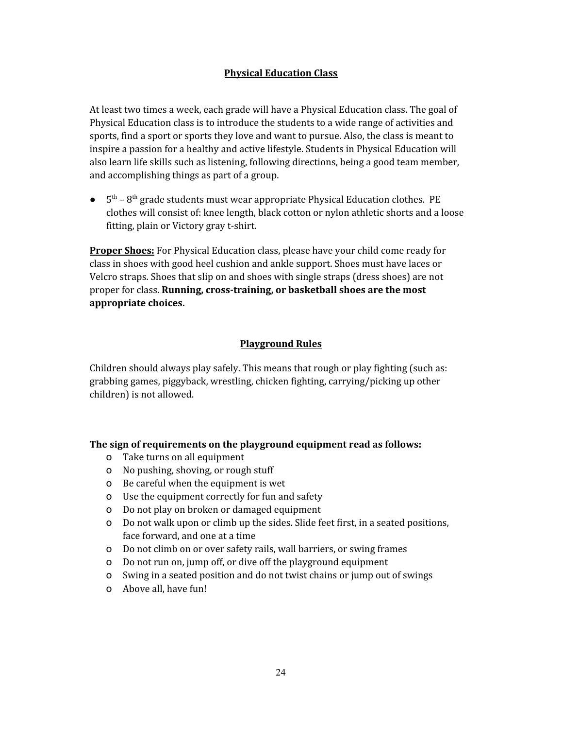## Physical Education Class

At least two times a week, each grade will have a Physical Education class. The goal of Physical Education class is to introduce the students to a wide range of activities and sports, find a sport or sports they love and want to pursue. Also, the class is meant to inspire a passion for a healthy and active lifestyle. Students in Physical Education will also learn life skills such as listening, following directions, being a good team member, and accomplishing things as part of a group.

- 5th – 8th grade students must wear appropriate Physical Education clothes. PE clothes will consist of: knee length, black cotton or nylon athletic shorts and a loose fitting, plain or Victory gray t-shirt.

**Proper Shoes:** For Physical Education class, please have your child come ready for class in shoes with good heel cushion and ankle support. Shoes must have laces or Velcro straps. Shoes that slip on and shoes with single straps (dress shoes) are not proper for class. **Running, cross-training, or basketball shoes are the most appropriate choices.**

## Playground Rules

Children should always play safely. This means that rough or play fighting (such as: grabbing games, piggyback, wrestling, chicken fighting, carrying/picking up other children) is not allowed.

**The sign of requirements on the playground equipment read as follows:**

- Take turns on all equipment
- No pushing, shoving, or rough stuff
- Be careful when the equipment is wet
- Use the equipment correctly for fun and safety
- Do not play on broken or damaged equipment
- Do not walk upon or climb up the sides. Slide feet first, in a seated positions, face forward, and one at a time
- Do not climb on or over safety rails, wall barriers, or swing frames
- Do not run on, jump off, or dive off the playground equipment
- Swing in a seated position and do not twist chains or jump out of swings
- Above all, have fun!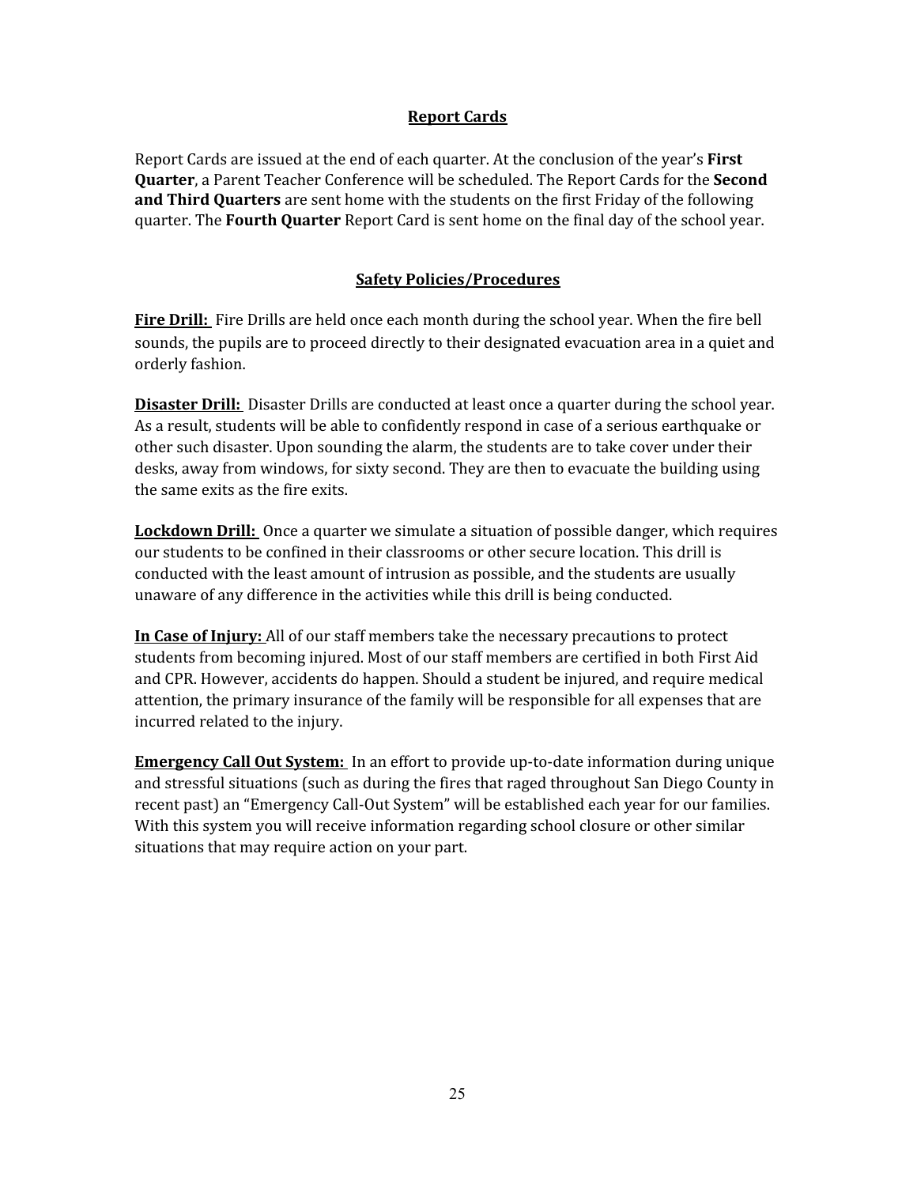## Report Cards

Report Cards are issued at the end of each quarter. At the conclusion of the year's **First Quarter**, a Parent Teacher Conference will be scheduled. The Report Cards for the **Second and Third Quarters** are sent home with the students on the first Friday of the following quarter. The **Fourth Quarter** Report Card is sent home on the final day of the school year.

## Safety Policies/Procedures

**Fire Drill:** Fire Drills are held once each month during the school year. When the fire bell sounds, the pupils are to proceed directly to their designated evacuation area in a quiet and orderly fashion.

**Disaster Drill:** Disaster Drills are conducted at least once a quarter during the school year. As a result, students will be able to confidently respond in case of a serious earthquake or other such disaster. Upon sounding the alarm, the students are to take cover under their desks, away from windows, for sixty second. They are then to evacuate the building using the same exits as the fire exits.

**Lockdown Drill:** Once a quarter we simulate a situation of possible danger, which requires our students to be confined in their classrooms or other secure location. This drill is conducted with the least amount of intrusion as possible, and the students are usually unaware of any difference in the activities while this drill is being conducted.

**In Case of Injury:** All of our staff members take the necessary precautions to protect students from becoming injured. Most of our staff members are certified in both First Aid and CPR. However, accidents do happen. Should a student be injured, and require medical attention, the primary insurance of the family will be responsible for all expenses that are incurred related to the injury.

**Emergency Call Out System:** In an effort to provide up-to-date information during unique and stressful situations (such as during the fires that raged throughout San Diego County in recent past) an "Emergency Call-Out System" will be established each year for our families. With this system you will receive information regarding school closure or other similar situations that may require action on your part.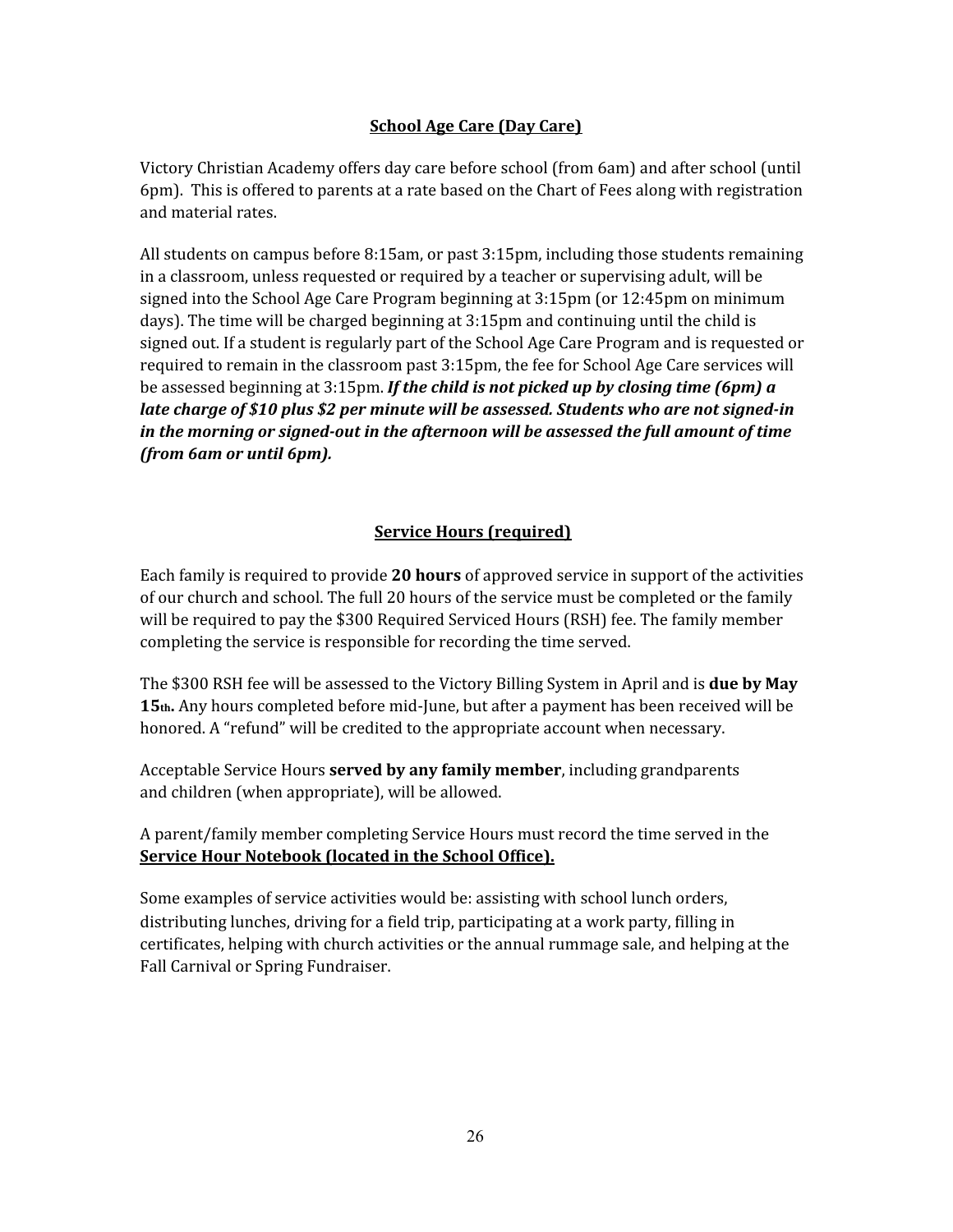## School Age Care (Day Care)

Victory Christian Academy offers day care before school (from 6am) and after school (until 6pm). This is offered to parents at a rate based on the Chart of Fees along with registration and material rates.

All students on campus before 8:15am, or past 3:15pm, including those students remaining in a classroom, unless requested or required by a teacher or supervising adult, will be signed into the School Age Care Program beginning at 3:15pm (or 12:45pm on minimum days). The time will be charged beginning at 3:15pm and continuing until the child is signed out. If a student is regularly part of the School Age Care Program and is requested or required to remain in the classroom past 3:15pm, the fee for School Age Care services will be assessed beginning at 3:15pm. ***If the child is not picked up by closing time (6pm) a late charge of $10 plus $2 per minute will be assessed. Students who are not signed-in in the morning or signed-out in the afternoon will be assessed the full amount of time (from 6am or until 6pm).***

## Service Hours (required)

Each family is required to provide **20 hours** of approved service in support of the activities of our church and school. The full 20 hours of the service must be completed or the family will be required to pay the $300 Required Serviced Hours (RSH) fee. The family member completing the service is responsible for recording the time served.

The $300 RSH fee will be assessed to the Victory Billing System in April and is **due by May 15th.** Any hours completed before mid-June, but after a payment has been received will be honored. A "refund" will be credited to the appropriate account when necessary.

Acceptable Service Hours **served by any family member**, including grandparents and children (when appropriate), will be allowed.

A parent/family member completing Service Hours must record the time served in the **Service Hour Notebook (located in the School Office).**

Some examples of service activities would be: assisting with school lunch orders, distributing lunches, driving for a field trip, participating at a work party, filling in certificates, helping with church activities or the annual rummage sale, and helping at the Fall Carnival or Spring Fundraiser.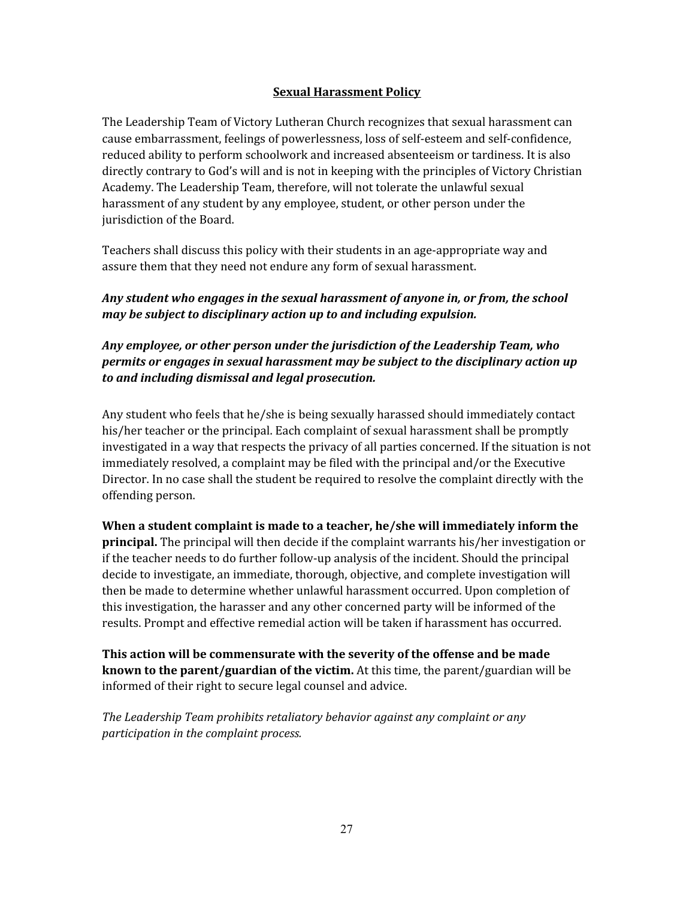## Sexual Harassment Policy

The Leadership Team of Victory Lutheran Church recognizes that sexual harassment can cause embarrassment, feelings of powerlessness, loss of self-esteem and self-confidence, reduced ability to perform schoolwork and increased absenteeism or tardiness. It is also directly contrary to God's will and is not in keeping with the principles of Victory Christian Academy. The Leadership Team, therefore, will not tolerate the unlawful sexual harassment of any student by any employee, student, or other person under the jurisdiction of the Board.

Teachers shall discuss this policy with their students in an age-appropriate way and assure them that they need not endure any form of sexual harassment.

***Any student who engages in the sexual harassment of anyone in, or from, the school may be subject to disciplinary action up to and including expulsion.***

***Any employee, or other person under the jurisdiction of the Leadership Team, who permits or engages in sexual harassment may be subject to the disciplinary action up to and including dismissal and legal prosecution.***

Any student who feels that he/she is being sexually harassed should immediately contact his/her teacher or the principal. Each complaint of sexual harassment shall be promptly investigated in a way that respects the privacy of all parties concerned. If the situation is not immediately resolved, a complaint may be filed with the principal and/or the Executive Director. In no case shall the student be required to resolve the complaint directly with the offending person.

**When a student complaint is made to a teacher, he/she will immediately inform the principal.** The principal will then decide if the complaint warrants his/her investigation or if the teacher needs to do further follow-up analysis of the incident. Should the principal decide to investigate, an immediate, thorough, objective, and complete investigation will then be made to determine whether unlawful harassment occurred. Upon completion of this investigation, the harasser and any other concerned party will be informed of the results. Prompt and effective remedial action will be taken if harassment has occurred.

**This action will be commensurate with the severity of the offense and be made known to the parent/guardian of the victim.** At this time, the parent/guardian will be informed of their right to secure legal counsel and advice.

*The Leadership Team prohibits retaliatory behavior against any complaint or any participation in the complaint process.*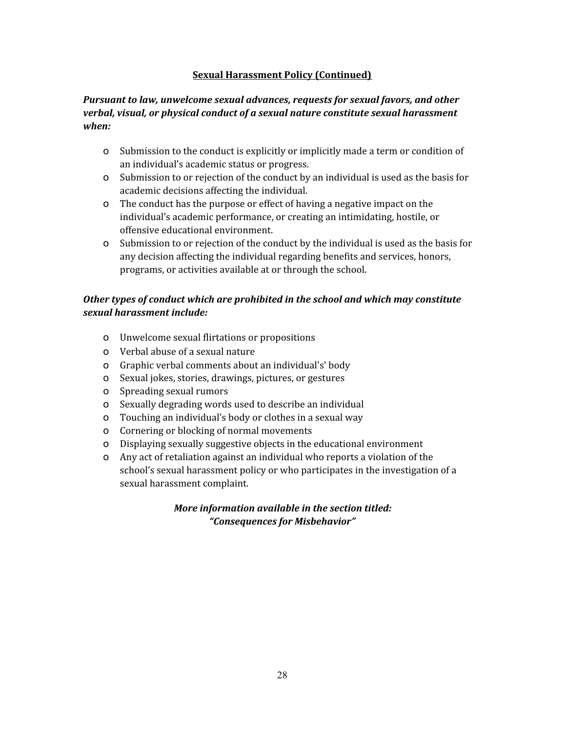## Sexual Harassment Policy (Continued)

***Pursuant to law, unwelcome sexual advances, requests for sexual favors, and other verbal, visual, or physical conduct of a sexual nature constitute sexual harassment when:***

- Submission to the conduct is explicitly or implicitly made a term or condition of an individual's academic status or progress.
- Submission to or rejection of the conduct by an individual is used as the basis for academic decisions affecting the individual.
- The conduct has the purpose or effect of having a negative impact on the individual's academic performance, or creating an intimidating, hostile, or offensive educational environment.
- Submission to or rejection of the conduct by the individual is used as the basis for any decision affecting the individual regarding benefits and services, honors, programs, or activities available at or through the school.

***Other types of conduct which are prohibited in the school and which may constitute sexual harassment include:***

- Unwelcome sexual flirtations or propositions
- Verbal abuse of a sexual nature
- Graphic verbal comments about an individual's' body
- Sexual jokes, stories, drawings, pictures, or gestures
- Spreading sexual rumors
- Sexually degrading words used to describe an individual
- Touching an individual's body or clothes in a sexual way
- Cornering or blocking of normal movements
- Displaying sexually suggestive objects in the educational environment
- Any act of retaliation against an individual who reports a violation of the school's sexual harassment policy or who participates in the investigation of a sexual harassment complaint.

***More information available in the section titled: "Consequences for Misbehavior"***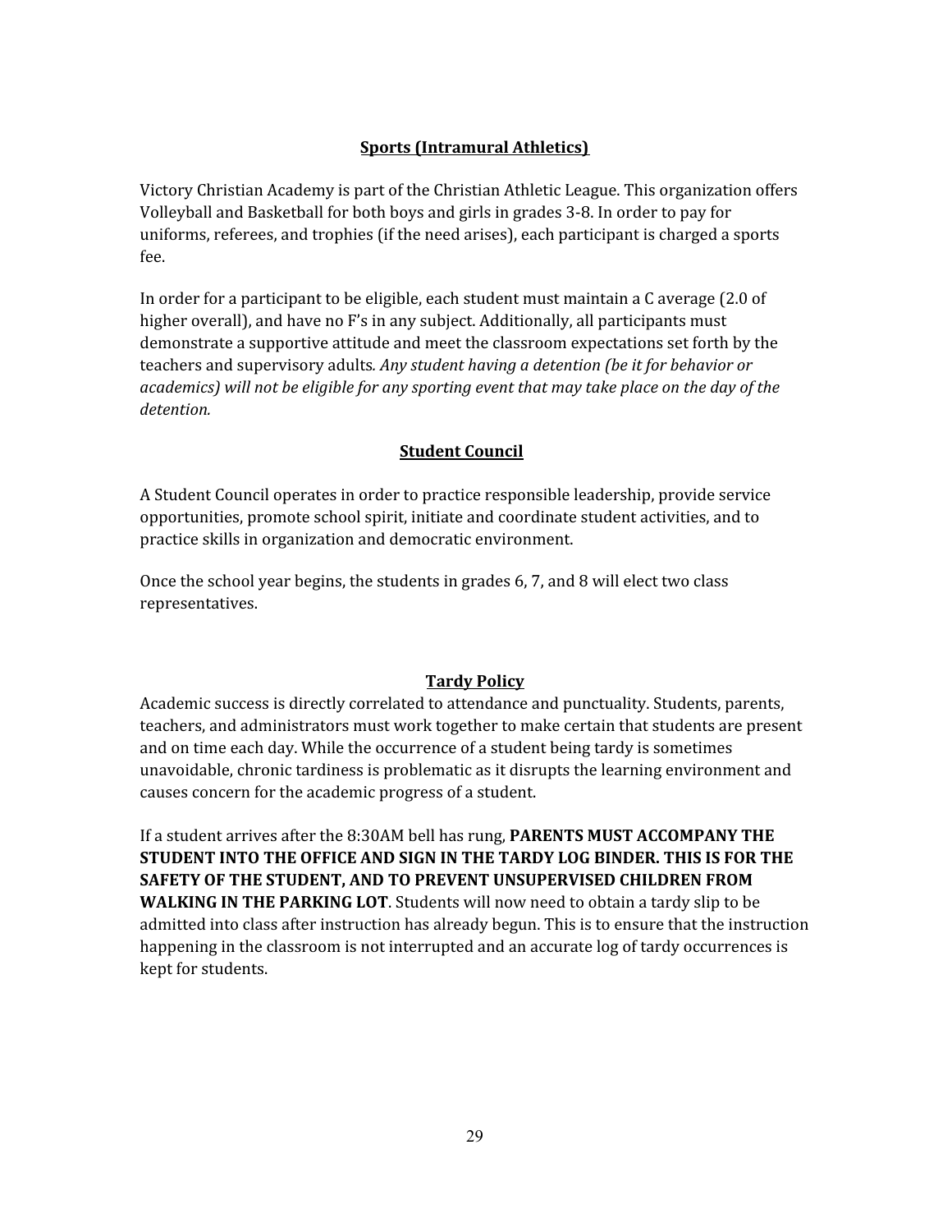## **Sports (Intramural Athletics)**

Victory Christian Academy is part of the Christian Athletic League. This organization offers Volleyball and Basketball for both boys and girls in grades 3-8. In order to pay for uniforms, referees, and trophies (if the need arises), each participant is charged a sports fee.

In order for a participant to be eligible, each student must maintain a C average (2.0 of higher overall), and have no F's in any subject. Additionally, all participants must demonstrate a supportive attitude and meet the classroom expectations set forth by the teachers and supervisory adults*. Any student having a detention (be it for behavior or academics) will not be eligible for any sporting event that may take place on the day of the detention.*

## **Student Council**

A Student Council operates in order to practice responsible leadership, provide service opportunities, promote school spirit, initiate and coordinate student activities, and to practice skills in organization and democratic environment.

Once the school year begins, the students in grades 6, 7, and 8 will elect two class representatives.

## **Tardy Policy**

Academic success is directly correlated to attendance and punctuality. Students, parents, teachers, and administrators must work together to make certain that students are present and on time each day. While the occurrence of a student being tardy is sometimes unavoidable, chronic tardiness is problematic as it disrupts the learning environment and causes concern for the academic progress of a student.

If a student arrives after the 8:30AM bell has rung, **PARENTS MUST ACCOMPANY THE STUDENT INTO THE OFFICE AND SIGN IN THE TARDY LOG BINDER. THIS IS FOR THE SAFETY OF THE STUDENT, AND TO PREVENT UNSUPERVISED CHILDREN FROM WALKING IN THE PARKING LOT**. Students will now need to obtain a tardy slip to be admitted into class after instruction has already begun. This is to ensure that the instruction happening in the classroom is not interrupted and an accurate log of tardy occurrences is kept for students.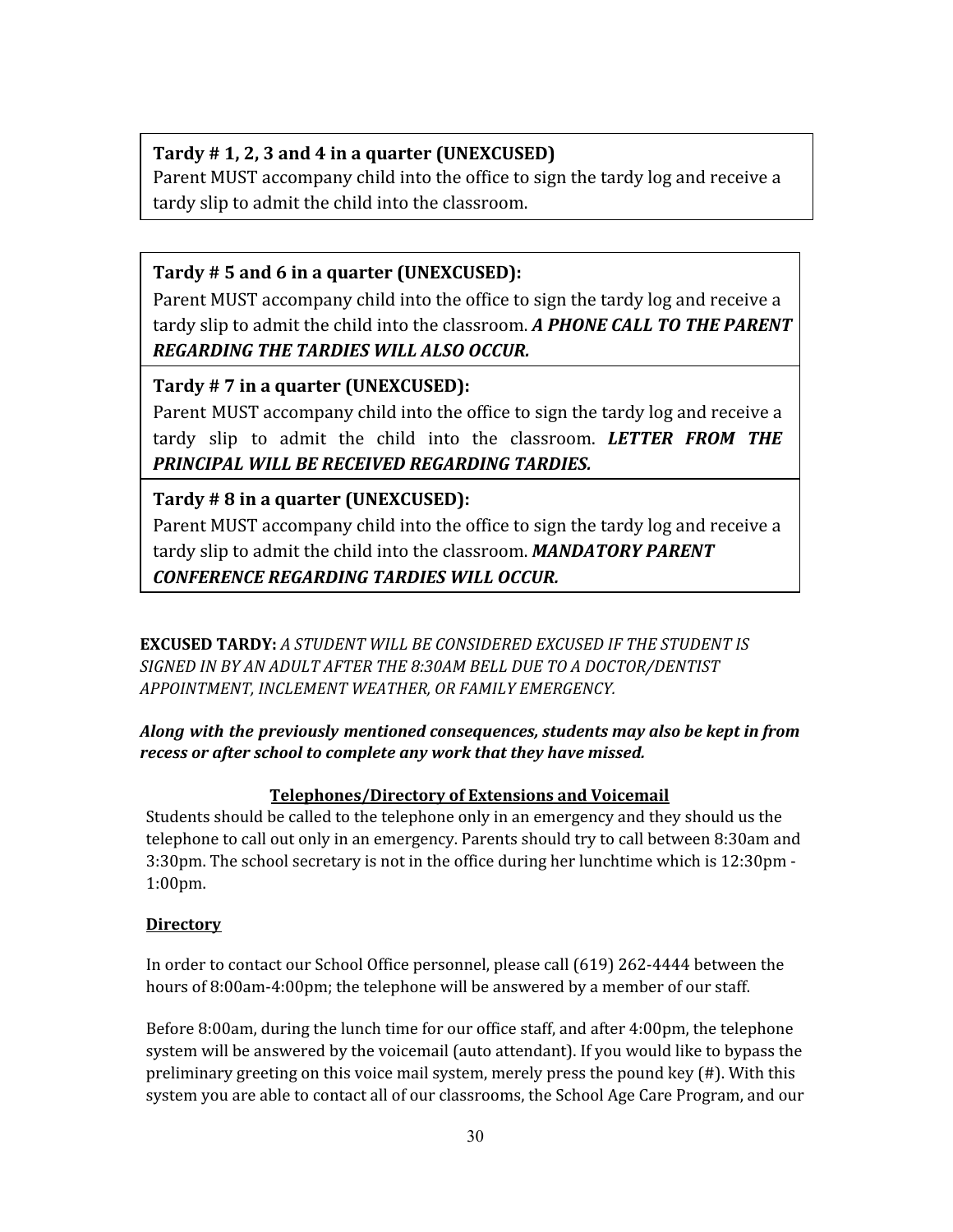**Tardy # 1, 2, 3 and 4 in a quarter (UNEXCUSED)**
Parent MUST accompany child into the office to sign the tardy log and receive a tardy slip to admit the child into the classroom.

**Tardy # 5 and 6 in a quarter (UNEXCUSED):**
Parent MUST accompany child into the office to sign the tardy log and receive a tardy slip to admit the child into the classroom. ***A PHONE CALL TO THE PARENT REGARDING THE TARDIES WILL ALSO OCCUR.***

**Tardy # 7 in a quarter (UNEXCUSED):**
Parent MUST accompany child into the office to sign the tardy log and receive a tardy slip to admit the child into the classroom. ***LETTER FROM THE PRINCIPAL WILL BE RECEIVED REGARDING TARDIES.***

**Tardy # 8 in a quarter (UNEXCUSED):**
Parent MUST accompany child into the office to sign the tardy log and receive a tardy slip to admit the child into the classroom. ***MANDATORY PARENT CONFERENCE REGARDING TARDIES WILL OCCUR.***

**EXCUSED TARDY:** *A STUDENT WILL BE CONSIDERED EXCUSED IF THE STUDENT IS SIGNED IN BY AN ADULT AFTER THE 8:30AM BELL DUE TO A DOCTOR/DENTIST APPOINTMENT, INCLEMENT WEATHER, OR FAMILY EMERGENCY.*

***Along with the previously mentioned consequences, students may also be kept in from recess or after school to complete any work that they have missed.***

## Telephones/Directory of Extensions and Voicemail

Students should be called to the telephone only in an emergency and they should us the telephone to call out only in an emergency. Parents should try to call between 8:30am and 3:30pm. The school secretary is not in the office during her lunchtime which is 12:30pm - 1:00pm.

### Directory

In order to contact our School Office personnel, please call (619) 262-4444 between the hours of 8:00am-4:00pm; the telephone will be answered by a member of our staff.

Before 8:00am, during the lunch time for our office staff, and after 4:00pm, the telephone system will be answered by the voicemail (auto attendant). If you would like to bypass the preliminary greeting on this voice mail system, merely press the pound key (#). With this system you are able to contact all of our classrooms, the School Age Care Program, and our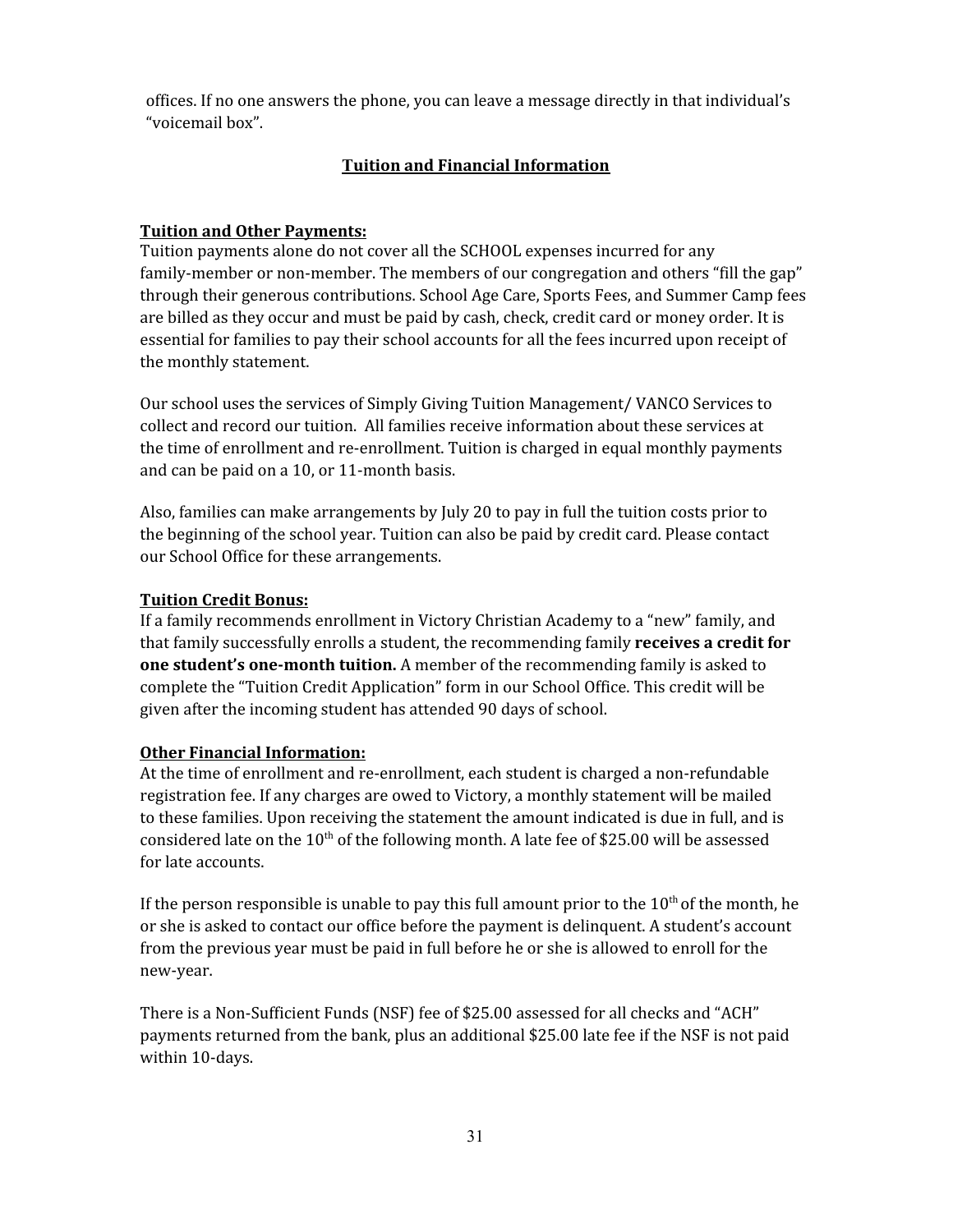offices. If no one answers the phone, you can leave a message directly in that individual's "voicemail box".

## Tuition and Financial Information

### Tuition and Other Payments:

Tuition payments alone do not cover all the SCHOOL expenses incurred for any family-member or non-member. The members of our congregation and others "fill the gap" through their generous contributions. School Age Care, Sports Fees, and Summer Camp fees are billed as they occur and must be paid by cash, check, credit card or money order. It is essential for families to pay their school accounts for all the fees incurred upon receipt of the monthly statement.

Our school uses the services of Simply Giving Tuition Management/ VANCO Services to collect and record our tuition. All families receive information about these services at the time of enrollment and re-enrollment. Tuition is charged in equal monthly payments and can be paid on a 10, or 11-month basis.

Also, families can make arrangements by July 20 to pay in full the tuition costs prior to the beginning of the school year. Tuition can also be paid by credit card. Please contact our School Office for these arrangements.

### Tuition Credit Bonus:

If a family recommends enrollment in Victory Christian Academy to a "new" family, and that family successfully enrolls a student, the recommending family **receives a credit for one student's one-month tuition.** A member of the recommending family is asked to complete the "Tuition Credit Application" form in our School Office. This credit will be given after the incoming student has attended 90 days of school.

### Other Financial Information:

At the time of enrollment and re-enrollment, each student is charged a non-refundable registration fee. If any charges are owed to Victory, a monthly statement will be mailed to these families. Upon receiving the statement the amount indicated is due in full, and is considered late on the 10th of the following month. A late fee of $25.00 will be assessed for late accounts.

If the person responsible is unable to pay this full amount prior to the 10th of the month, he or she is asked to contact our office before the payment is delinquent. A student's account from the previous year must be paid in full before he or she is allowed to enroll for the new-year.

There is a Non-Sufficient Funds (NSF) fee of $25.00 assessed for all checks and "ACH" payments returned from the bank, plus an additional $25.00 late fee if the NSF is not paid within 10-days.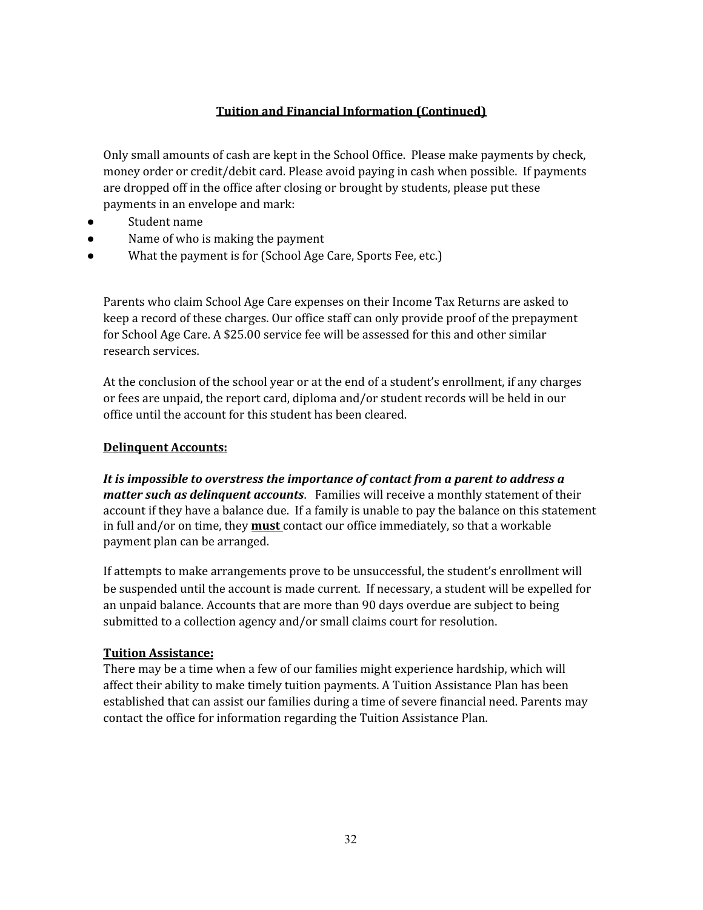## Tuition and Financial Information (Continued)

Only small amounts of cash are kept in the School Office. Please make payments by check, money order or credit/debit card. Please avoid paying in cash when possible. If payments are dropped off in the office after closing or brought by students, please put these payments in an envelope and mark:

- Student name
- Name of who is making the payment
- What the payment is for (School Age Care, Sports Fee, etc.)

Parents who claim School Age Care expenses on their Income Tax Returns are asked to keep a record of these charges. Our office staff can only provide proof of the prepayment for School Age Care. A $25.00 service fee will be assessed for this and other similar research services.

At the conclusion of the school year or at the end of a student's enrollment, if any charges or fees are unpaid, the report card, diploma and/or student records will be held in our office until the account for this student has been cleared.

### Delinquent Accounts:

***It is impossible to overstress the importance of contact from a parent to address a matter such as delinquent accounts***. Families will receive a monthly statement of their account if they have a balance due. If a family is unable to pay the balance on this statement in full and/or on time, they **must** contact our office immediately, so that a workable payment plan can be arranged.

If attempts to make arrangements prove to be unsuccessful, the student's enrollment will be suspended until the account is made current. If necessary, a student will be expelled for an unpaid balance. Accounts that are more than 90 days overdue are subject to being submitted to a collection agency and/or small claims court for resolution.

### Tuition Assistance:

There may be a time when a few of our families might experience hardship, which will affect their ability to make timely tuition payments. A Tuition Assistance Plan has been established that can assist our families during a time of severe financial need. Parents may contact the office for information regarding the Tuition Assistance Plan.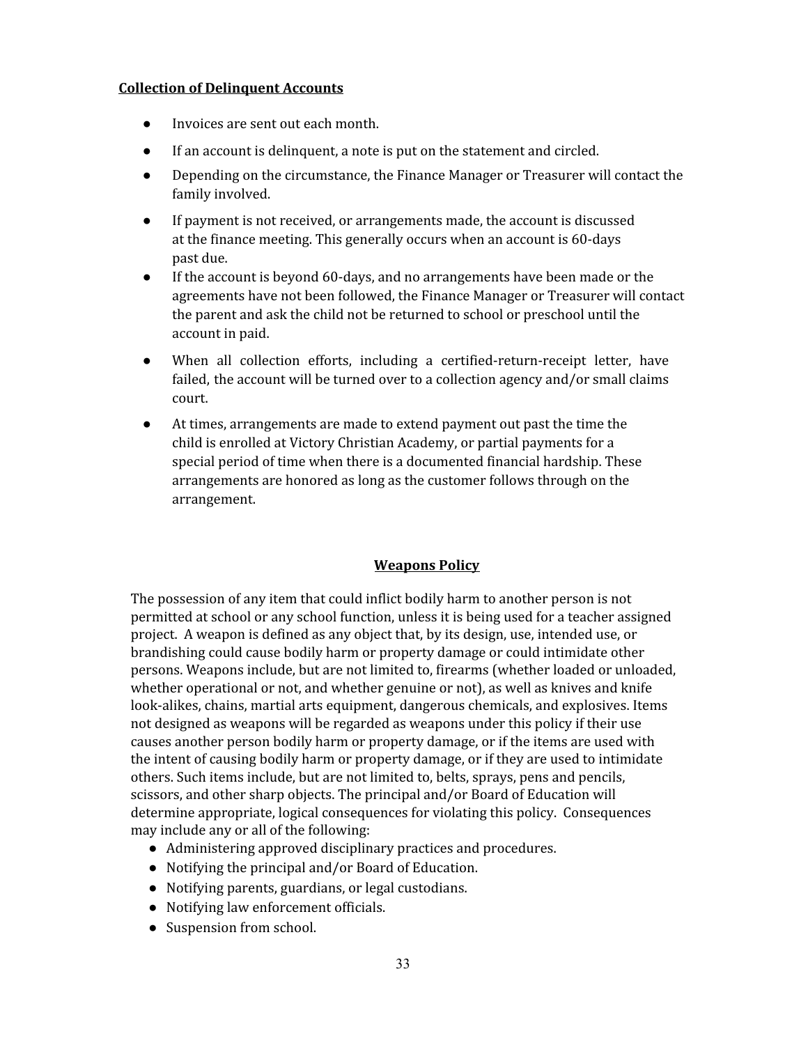**Collection of Delinquent Accounts**

- Invoices are sent out each month.
- If an account is delinquent, a note is put on the statement and circled.
- Depending on the circumstance, the Finance Manager or Treasurer will contact the family involved.
- If payment is not received, or arrangements made, the account is discussed at the finance meeting. This generally occurs when an account is 60-days past due.
- If the account is beyond 60-days, and no arrangements have been made or the agreements have not been followed, the Finance Manager or Treasurer will contact the parent and ask the child not be returned to school or preschool until the account in paid.
- When all collection efforts, including a certified-return-receipt letter, have failed, the account will be turned over to a collection agency and/or small claims court.
- At times, arrangements are made to extend payment out past the time the child is enrolled at Victory Christian Academy, or partial payments for a special period of time when there is a documented financial hardship. These arrangements are honored as long as the customer follows through on the arrangement.

## Weapons Policy

The possession of any item that could inflict bodily harm to another person is not permitted at school or any school function, unless it is being used for a teacher assigned project. A weapon is defined as any object that, by its design, use, intended use, or brandishing could cause bodily harm or property damage or could intimidate other persons. Weapons include, but are not limited to, firearms (whether loaded or unloaded, whether operational or not, and whether genuine or not), as well as knives and knife look-alikes, chains, martial arts equipment, dangerous chemicals, and explosives. Items not designed as weapons will be regarded as weapons under this policy if their use causes another person bodily harm or property damage, or if the items are used with the intent of causing bodily harm or property damage, or if they are used to intimidate others. Such items include, but are not limited to, belts, sprays, pens and pencils, scissors, and other sharp objects. The principal and/or Board of Education will determine appropriate, logical consequences for violating this policy. Consequences may include any or all of the following:

- Administering approved disciplinary practices and procedures.
- Notifying the principal and/or Board of Education.
- Notifying parents, guardians, or legal custodians.
- Notifying law enforcement officials.
- Suspension from school.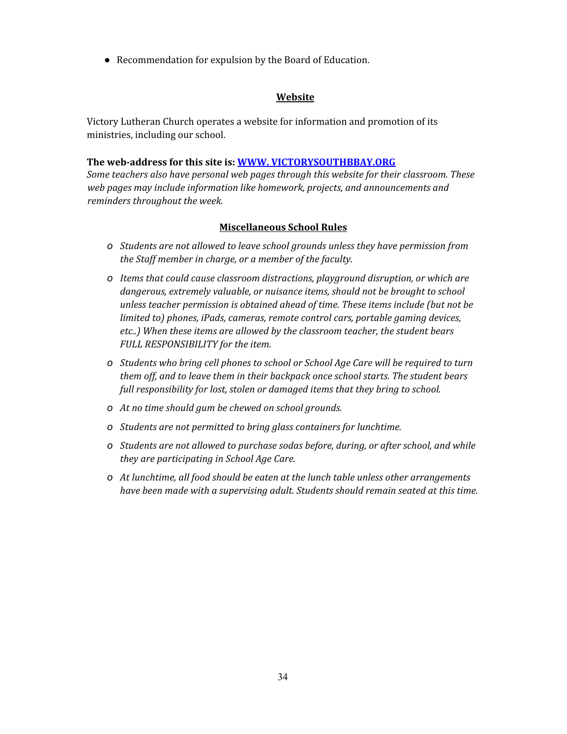- Recommendation for expulsion by the Board of Education.

## Website

Victory Lutheran Church operates a website for information and promotion of its ministries, including our school.

**The web-address for this site is: [WWW. VICTORYSOUTHBBAY.ORG](http://WWW.VICTORYSOUTHBBAY.ORG)**
*Some teachers also have personal web pages through this website for their classroom. These web pages may include information like homework, projects, and announcements and reminders throughout the week.*

## Miscellaneous School Rules

- *Students are not allowed to leave school grounds unless they have permission from the Staff member in charge, or a member of the faculty.*
- *Items that could cause classroom distractions, playground disruption, or which are dangerous, extremely valuable, or nuisance items, should not be brought to school unless teacher permission is obtained ahead of time. These items include (but not be limited to) phones, iPads, cameras, remote control cars, portable gaming devices, etc..) When these items are allowed by the classroom teacher, the student bears FULL RESPONSIBILITY for the item.*
- *Students who bring cell phones to school or School Age Care will be required to turn them off, and to leave them in their backpack once school starts. The student bears full responsibility for lost, stolen or damaged items that they bring to school.*
- *At no time should gum be chewed on school grounds.*
- *Students are not permitted to bring glass containers for lunchtime.*
- *Students are not allowed to purchase sodas before, during, or after school, and while they are participating in School Age Care.*
- *At lunchtime, all food should be eaten at the lunch table unless other arrangements have been made with a supervising adult. Students should remain seated at this time.*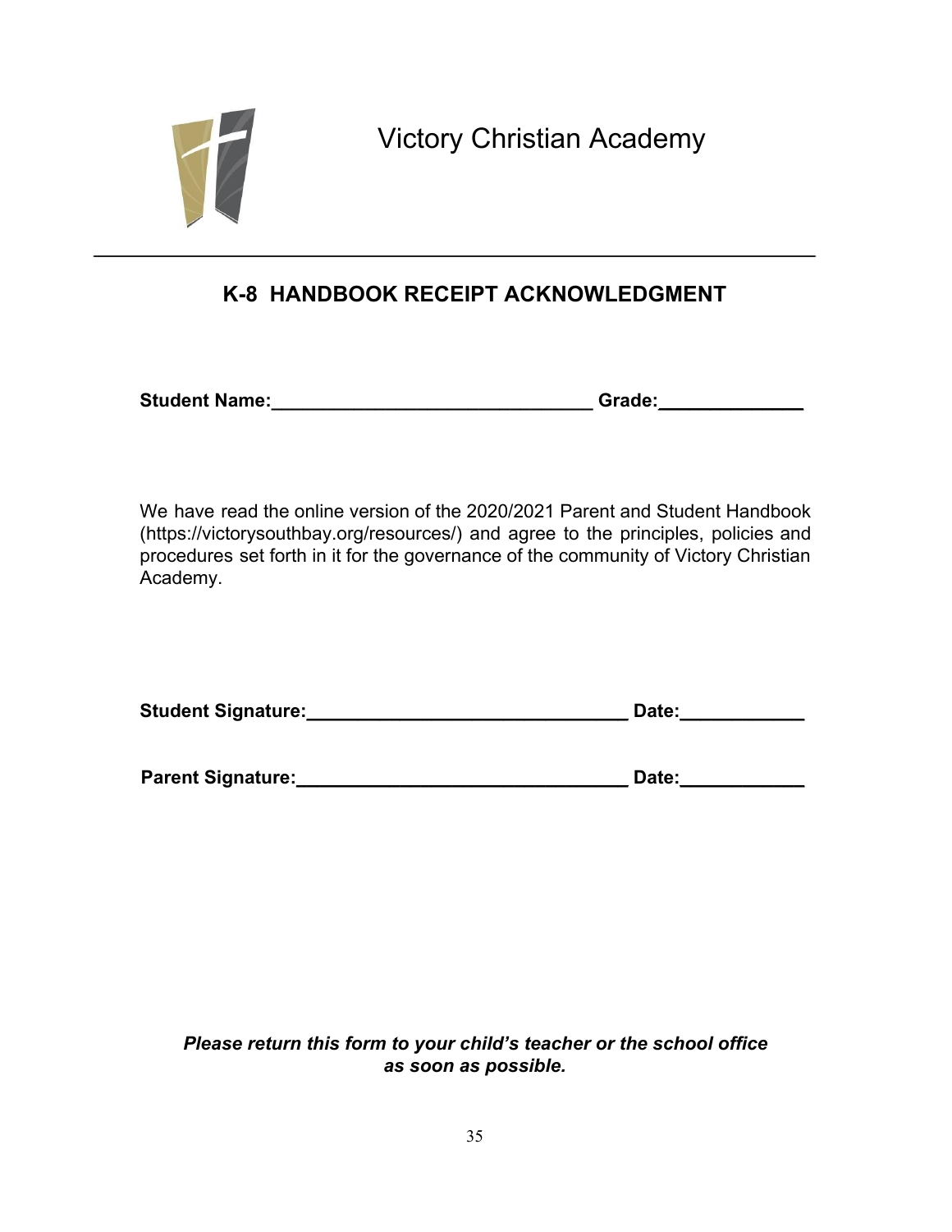Victory Christian Academy

---

## K-8 HANDBOOK RECEIPT ACKNOWLEDGMENT

**Student Name:\_\_\_\_\_\_\_\_\_\_\_\_\_\_\_\_\_\_\_\_\_\_\_\_\_\_\_\_\_\_\_ Grade:\_\_\_\_\_\_\_\_\_\_\_\_\_\_**

We have read the online version of the 2020/2021 Parent and Student Handbook (https://victorysouthbay.org/resources/) and agree to the principles, policies and procedures set forth in it for the governance of the community of Victory Christian Academy.

**Student Signature:\_\_\_\_\_\_\_\_\_\_\_\_\_\_\_\_\_\_\_\_\_\_\_\_\_\_\_\_\_\_\_ Date:\_\_\_\_\_\_\_\_\_\_\_\_**

**Parent Signature:\_\_\_\_\_\_\_\_\_\_\_\_\_\_\_\_\_\_\_\_\_\_\_\_\_\_\_\_\_\_\_\_ Date:\_\_\_\_\_\_\_\_\_\_\_\_**

***Please return this form to your child's teacher or the school office as soon as possible.***